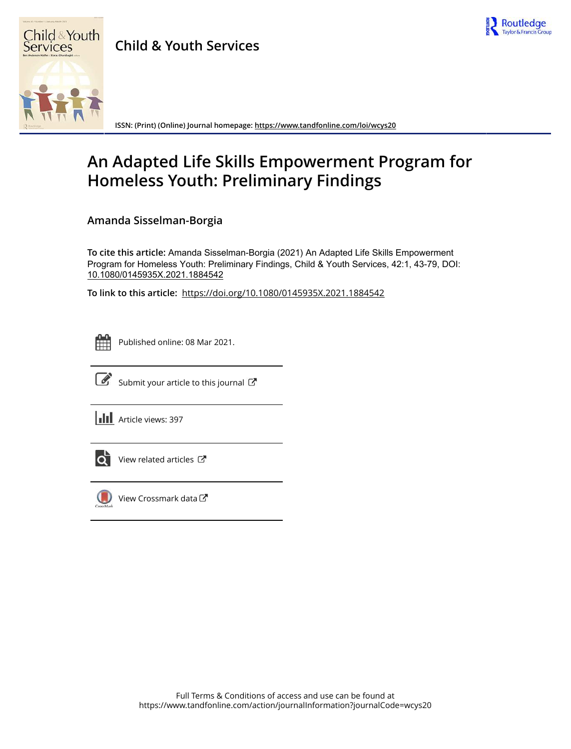# Child & Youth Services

ISSN: (Print) (Online) Journal homepage: https://www.tandfonline.com/loi/wcys20

# An Adapted Life Skills Empowerment Program for Homeless Youth: Preliminary Findings

**Amanda Sisselman-Borgia**

**To cite this article:** Amanda Sisselman-Borgia (2021) An Adapted Life Skills Empowerment Program for Homeless Youth: Preliminary Findings, Child & Youth Services, 42:1, 43-79, DOI: 10.1080/0145935X.2021.1884542

**To link to this article:** https://doi.org/10.1080/0145935X.2021.1884542

Published online: 08 Mar 2021.

Submit your article to this journal

Article views: 397

View related articles

View Crossmark data

Full Terms & Conditions of access and use can be found at
https://www.tandfonline.com/action/journalInformation?journalCode=wcys20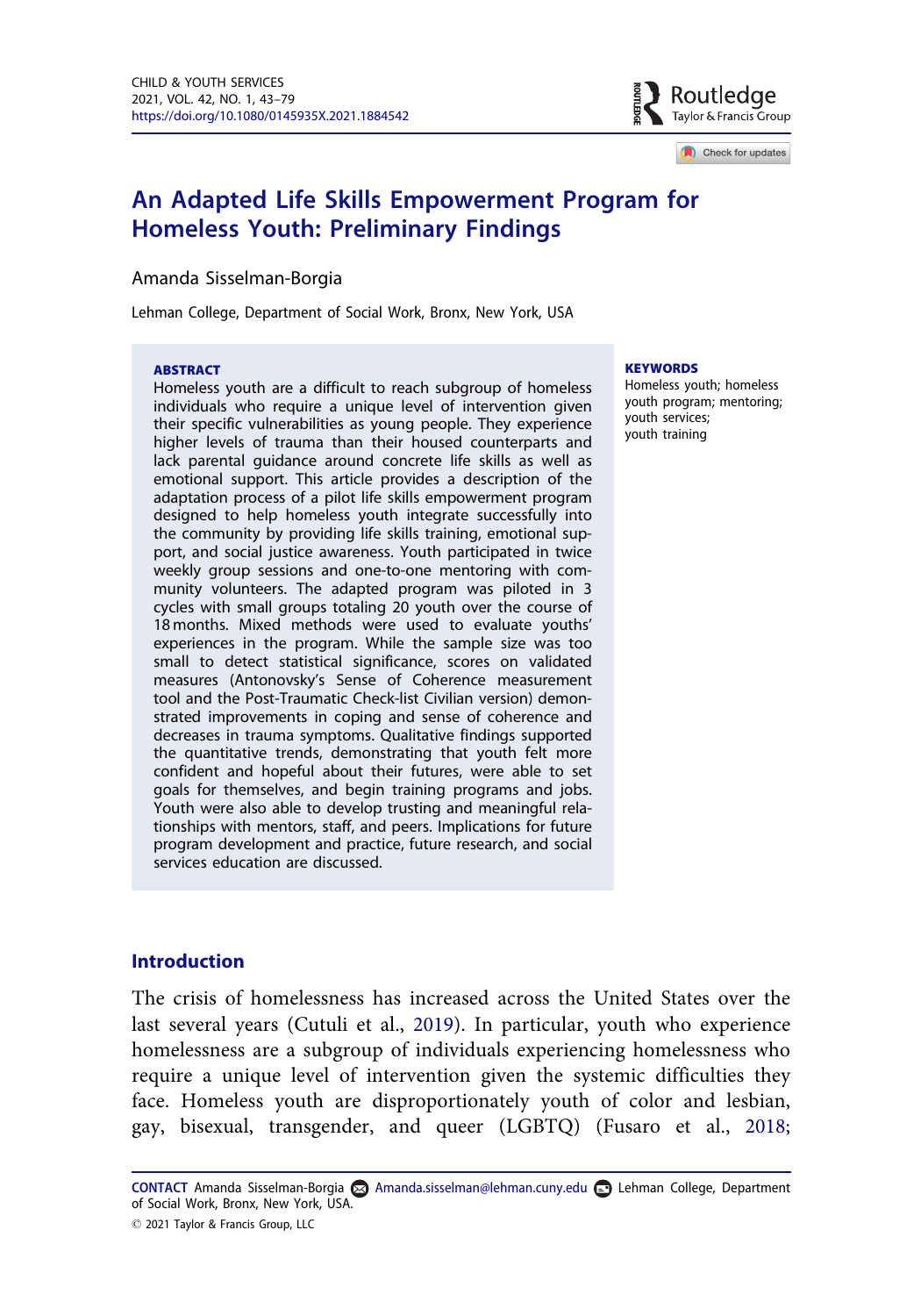# An Adapted Life Skills Empowerment Program for Homeless Youth: Preliminary Findings

Amanda Sisselman-Borgia

Lehman College, Department of Social Work, Bronx, New York, USA

**ABSTRACT**

Homeless youth are a difficult to reach subgroup of homeless individuals who require a unique level of intervention given their specific vulnerabilities as young people. They experience higher levels of trauma than their housed counterparts and lack parental guidance around concrete life skills as well as emotional support. This article provides a description of the adaptation process of a pilot life skills empowerment program designed to help homeless youth integrate successfully into the community by providing life skills training, emotional support, and social justice awareness. Youth participated in twice weekly group sessions and one-to-one mentoring with community volunteers. The adapted program was piloted in 3 cycles with small groups totaling 20 youth over the course of 18 months. Mixed methods were used to evaluate youths' experiences in the program. While the sample size was too small to detect statistical significance, scores on validated measures (Antonovsky's Sense of Coherence measurement tool and the Post-Traumatic Check-list Civilian version) demonstrated improvements in coping and sense of coherence and decreases in trauma symptoms. Qualitative findings supported the quantitative trends, demonstrating that youth felt more confident and hopeful about their futures, were able to set goals for themselves, and begin training programs and jobs. Youth were also able to develop trusting and meaningful relationships with mentors, staff, and peers. Implications for future program development and practice, future research, and social services education are discussed.

**KEYWORDS**

Homeless youth; homeless youth program; mentoring; youth services; youth training

## Introduction

The crisis of homelessness has increased across the United States over the last several years (Cutuli et al., 2019). In particular, youth who experience homelessness are a subgroup of individuals experiencing homelessness who require a unique level of intervention given the systemic difficulties they face. Homeless youth are disproportionately youth of color and lesbian, gay, bisexual, transgender, and queer (LGBTQ) (Fusaro et al., 2018;

**CONTACT** Amanda Sisselman-Borgia Amanda.sisselman@lehman.cuny.edu Lehman College, Department of Social Work, Bronx, New York, USA.

© 2021 Taylor & Francis Group, LLC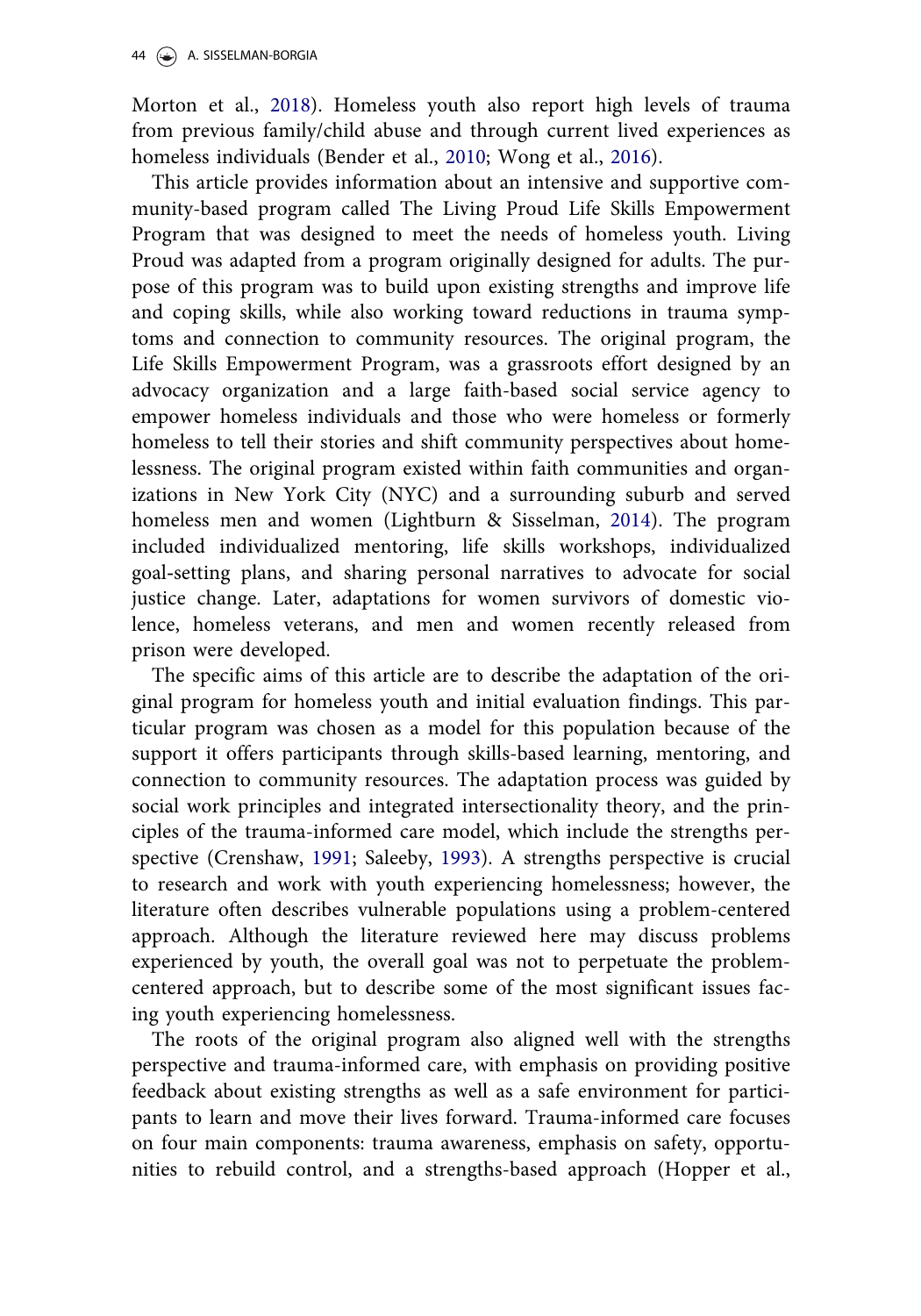Morton et al., 2018). Homeless youth also report high levels of trauma from previous family/child abuse and through current lived experiences as homeless individuals (Bender et al., 2010; Wong et al., 2016).

This article provides information about an intensive and supportive community-based program called The Living Proud Life Skills Empowerment Program that was designed to meet the needs of homeless youth. Living Proud was adapted from a program originally designed for adults. The purpose of this program was to build upon existing strengths and improve life and coping skills, while also working toward reductions in trauma symptoms and connection to community resources. The original program, the Life Skills Empowerment Program, was a grassroots effort designed by an advocacy organization and a large faith-based social service agency to empower homeless individuals and those who were homeless or formerly homeless to tell their stories and shift community perspectives about homelessness. The original program existed within faith communities and organizations in New York City (NYC) and a surrounding suburb and served homeless men and women (Lightburn & Sisselman, 2014). The program included individualized mentoring, life skills workshops, individualized goal-setting plans, and sharing personal narratives to advocate for social justice change. Later, adaptations for women survivors of domestic violence, homeless veterans, and men and women recently released from prison were developed.

The specific aims of this article are to describe the adaptation of the original program for homeless youth and initial evaluation findings. This particular program was chosen as a model for this population because of the support it offers participants through skills-based learning, mentoring, and connection to community resources. The adaptation process was guided by social work principles and integrated intersectionality theory, and the principles of the trauma-informed care model, which include the strengths perspective (Crenshaw, 1991; Saleeby, 1993). A strengths perspective is crucial to research and work with youth experiencing homelessness; however, the literature often describes vulnerable populations using a problem-centered approach. Although the literature reviewed here may discuss problems experienced by youth, the overall goal was not to perpetuate the problem-centered approach, but to describe some of the most significant issues facing youth experiencing homelessness.

The roots of the original program also aligned well with the strengths perspective and trauma-informed care, with emphasis on providing positive feedback about existing strengths as well as a safe environment for participants to learn and move their lives forward. Trauma-informed care focuses on four main components: trauma awareness, emphasis on safety, opportunities to rebuild control, and a strengths-based approach (Hopper et al.,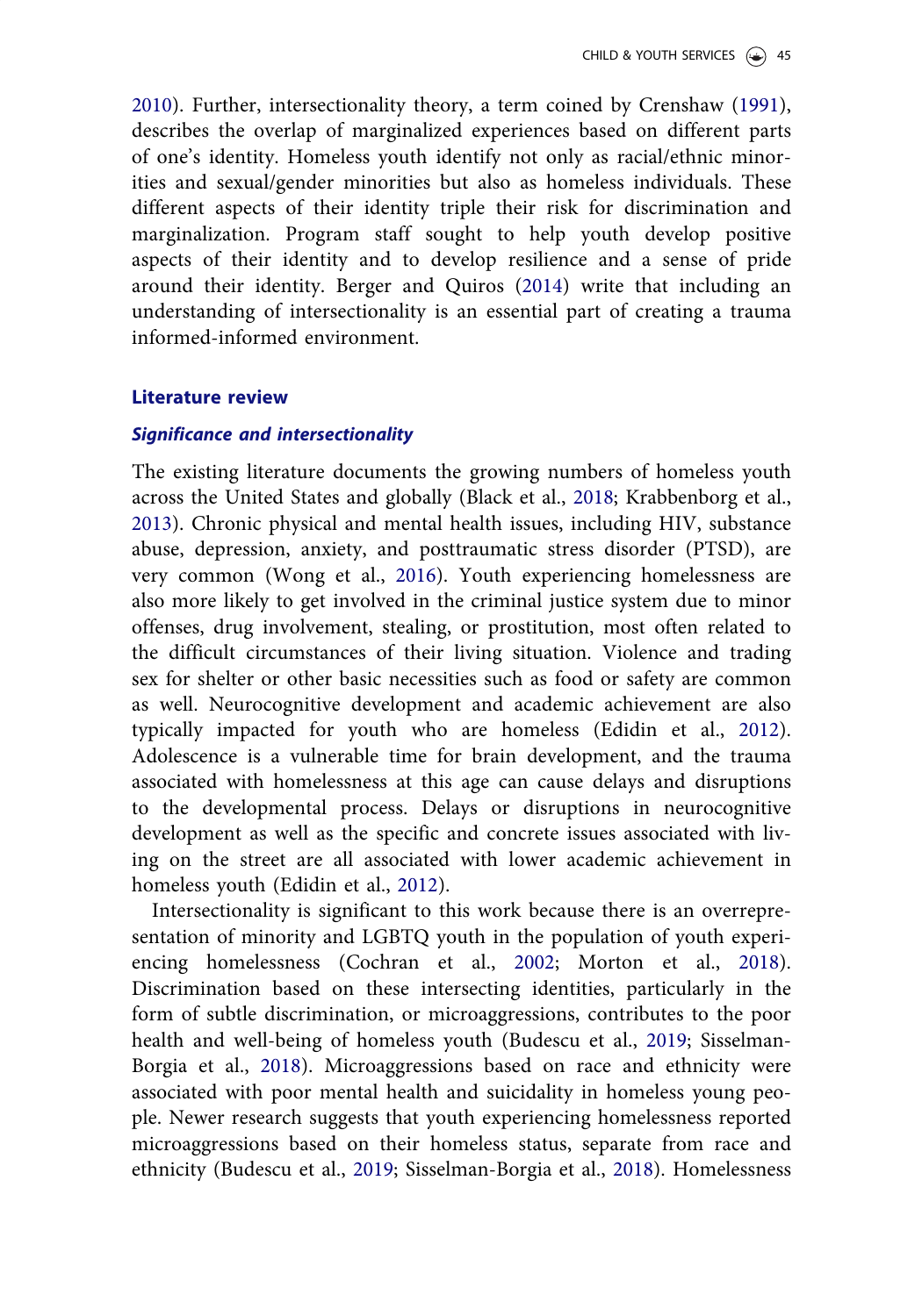2010). Further, intersectionality theory, a term coined by Crenshaw (1991), describes the overlap of marginalized experiences based on different parts of one's identity. Homeless youth identify not only as racial/ethnic minorities and sexual/gender minorities but also as homeless individuals. These different aspects of their identity triple their risk for discrimination and marginalization. Program staff sought to help youth develop positive aspects of their identity and to develop resilience and a sense of pride around their identity. Berger and Quiros (2014) write that including an understanding of intersectionality is an essential part of creating a trauma informed-informed environment.

## Literature review

### *Significance and intersectionality*

The existing literature documents the growing numbers of homeless youth across the United States and globally (Black et al., 2018; Krabbenborg et al., 2013). Chronic physical and mental health issues, including HIV, substance abuse, depression, anxiety, and posttraumatic stress disorder (PTSD), are very common (Wong et al., 2016). Youth experiencing homelessness are also more likely to get involved in the criminal justice system due to minor offenses, drug involvement, stealing, or prostitution, most often related to the difficult circumstances of their living situation. Violence and trading sex for shelter or other basic necessities such as food or safety are common as well. Neurocognitive development and academic achievement are also typically impacted for youth who are homeless (Edidin et al., 2012). Adolescence is a vulnerable time for brain development, and the trauma associated with homelessness at this age can cause delays and disruptions to the developmental process. Delays or disruptions in neurocognitive development as well as the specific and concrete issues associated with living on the street are all associated with lower academic achievement in homeless youth (Edidin et al., 2012).

Intersectionality is significant to this work because there is an overrepresentation of minority and LGBTQ youth in the population of youth experiencing homelessness (Cochran et al., 2002; Morton et al., 2018). Discrimination based on these intersecting identities, particularly in the form of subtle discrimination, or microaggressions, contributes to the poor health and well-being of homeless youth (Budescu et al., 2019; Sisselman-Borgia et al., 2018). Microaggressions based on race and ethnicity were associated with poor mental health and suicidality in homeless young people. Newer research suggests that youth experiencing homelessness reported microaggressions based on their homeless status, separate from race and ethnicity (Budescu et al., 2019; Sisselman-Borgia et al., 2018). Homelessness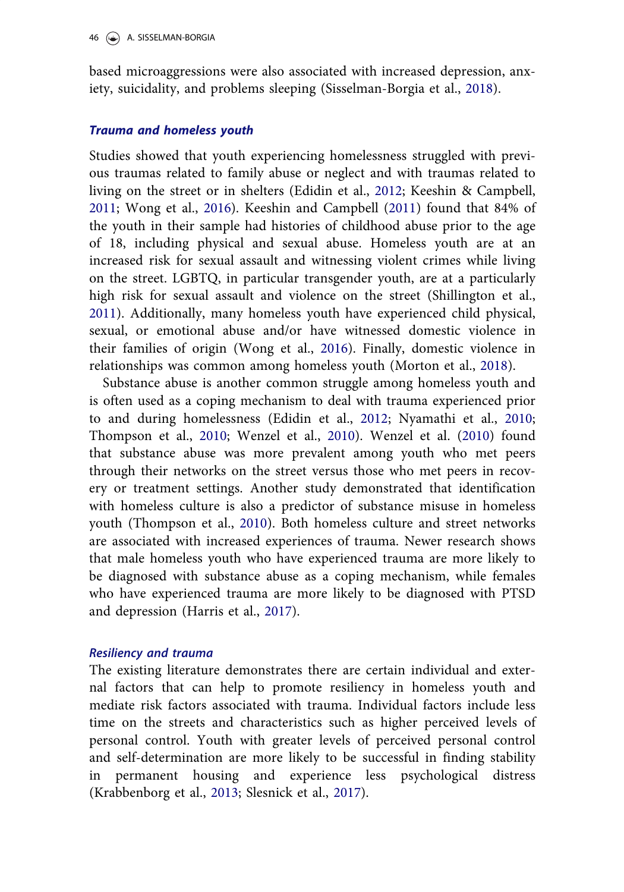based microaggressions were also associated with increased depression, anxiety, suicidality, and problems sleeping (Sisselman-Borgia et al., 2018).

### *Trauma and homeless youth*

Studies showed that youth experiencing homelessness struggled with previous traumas related to family abuse or neglect and with traumas related to living on the street or in shelters (Edidin et al., 2012; Keeshin & Campbell, 2011; Wong et al., 2016). Keeshin and Campbell (2011) found that 84% of the youth in their sample had histories of childhood abuse prior to the age of 18, including physical and sexual abuse. Homeless youth are at an increased risk for sexual assault and witnessing violent crimes while living on the street. LGBTQ, in particular transgender youth, are at a particularly high risk for sexual assault and violence on the street (Shillington et al., 2011). Additionally, many homeless youth have experienced child physical, sexual, or emotional abuse and/or have witnessed domestic violence in their families of origin (Wong et al., 2016). Finally, domestic violence in relationships was common among homeless youth (Morton et al., 2018).

Substance abuse is another common struggle among homeless youth and is often used as a coping mechanism to deal with trauma experienced prior to and during homelessness (Edidin et al., 2012; Nyamathi et al., 2010; Thompson et al., 2010; Wenzel et al., 2010). Wenzel et al. (2010) found that substance abuse was more prevalent among youth who met peers through their networks on the street versus those who met peers in recovery or treatment settings. Another study demonstrated that identification with homeless culture is also a predictor of substance misuse in homeless youth (Thompson et al., 2010). Both homeless culture and street networks are associated with increased experiences of trauma. Newer research shows that male homeless youth who have experienced trauma are more likely to be diagnosed with substance abuse as a coping mechanism, while females who have experienced trauma are more likely to be diagnosed with PTSD and depression (Harris et al., 2017).

### *Resiliency and trauma*

The existing literature demonstrates there are certain individual and external factors that can help to promote resiliency in homeless youth and mediate risk factors associated with trauma. Individual factors include less time on the streets and characteristics such as higher perceived levels of personal control. Youth with greater levels of perceived personal control and self-determination are more likely to be successful in finding stability in permanent housing and experience less psychological distress (Krabbenborg et al., 2013; Slesnick et al., 2017).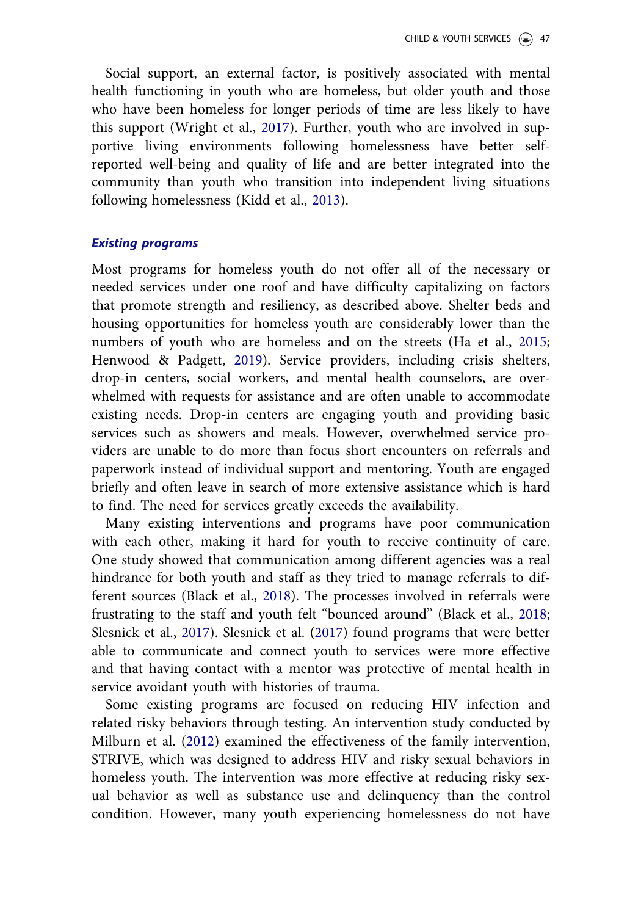Social support, an external factor, is positively associated with mental health functioning in youth who are homeless, but older youth and those who have been homeless for longer periods of time are less likely to have this support (Wright et al., 2017). Further, youth who are involved in supportive living environments following homelessness have better self-reported well-being and quality of life and are better integrated into the community than youth who transition into independent living situations following homelessness (Kidd et al., 2013).

### *Existing programs*

Most programs for homeless youth do not offer all of the necessary or needed services under one roof and have difficulty capitalizing on factors that promote strength and resiliency, as described above. Shelter beds and housing opportunities for homeless youth are considerably lower than the numbers of youth who are homeless and on the streets (Ha et al., 2015; Henwood & Padgett, 2019). Service providers, including crisis shelters, drop-in centers, social workers, and mental health counselors, are overwhelmed with requests for assistance and are often unable to accommodate existing needs. Drop-in centers are engaging youth and providing basic services such as showers and meals. However, overwhelmed service providers are unable to do more than focus short encounters on referrals and paperwork instead of individual support and mentoring. Youth are engaged briefly and often leave in search of more extensive assistance which is hard to find. The need for services greatly exceeds the availability.

Many existing interventions and programs have poor communication with each other, making it hard for youth to receive continuity of care. One study showed that communication among different agencies was a real hindrance for both youth and staff as they tried to manage referrals to different sources (Black et al., 2018). The processes involved in referrals were frustrating to the staff and youth felt "bounced around" (Black et al., 2018; Slesnick et al., 2017). Slesnick et al. (2017) found programs that were better able to communicate and connect youth to services were more effective and that having contact with a mentor was protective of mental health in service avoidant youth with histories of trauma.

Some existing programs are focused on reducing HIV infection and related risky behaviors through testing. An intervention study conducted by Milburn et al. (2012) examined the effectiveness of the family intervention, STRIVE, which was designed to address HIV and risky sexual behaviors in homeless youth. The intervention was more effective at reducing risky sexual behavior as well as substance use and delinquency than the control condition. However, many youth experiencing homelessness do not have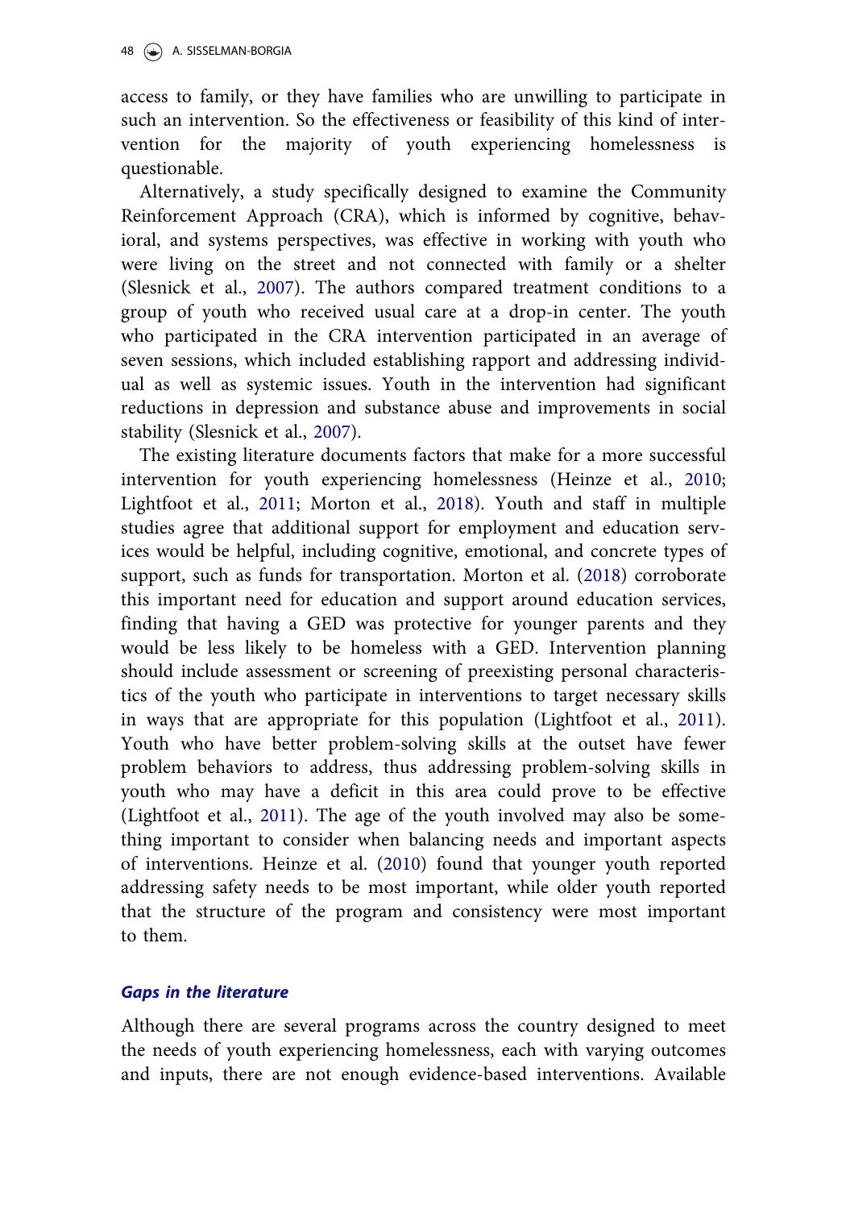access to family, or they have families who are unwilling to participate in such an intervention. So the effectiveness or feasibility of this kind of intervention for the majority of youth experiencing homelessness is questionable.

Alternatively, a study specifically designed to examine the Community Reinforcement Approach (CRA), which is informed by cognitive, behavioral, and systems perspectives, was effective in working with youth who were living on the street and not connected with family or a shelter (Slesnick et al., 2007). The authors compared treatment conditions to a group of youth who received usual care at a drop-in center. The youth who participated in the CRA intervention participated in an average of seven sessions, which included establishing rapport and addressing individual as well as systemic issues. Youth in the intervention had significant reductions in depression and substance abuse and improvements in social stability (Slesnick et al., 2007).

The existing literature documents factors that make for a more successful intervention for youth experiencing homelessness (Heinze et al., 2010; Lightfoot et al., 2011; Morton et al., 2018). Youth and staff in multiple studies agree that additional support for employment and education services would be helpful, including cognitive, emotional, and concrete types of support, such as funds for transportation. Morton et al. (2018) corroborate this important need for education and support around education services, finding that having a GED was protective for younger parents and they would be less likely to be homeless with a GED. Intervention planning should include assessment or screening of preexisting personal characteristics of the youth who participate in interventions to target necessary skills in ways that are appropriate for this population (Lightfoot et al., 2011). Youth who have better problem-solving skills at the outset have fewer problem behaviors to address, thus addressing problem-solving skills in youth who may have a deficit in this area could prove to be effective (Lightfoot et al., 2011). The age of the youth involved may also be something important to consider when balancing needs and important aspects of interventions. Heinze et al. (2010) found that younger youth reported addressing safety needs to be most important, while older youth reported that the structure of the program and consistency were most important to them.

### *Gaps in the literature*

Although there are several programs across the country designed to meet the needs of youth experiencing homelessness, each with varying outcomes and inputs, there are not enough evidence-based interventions. Available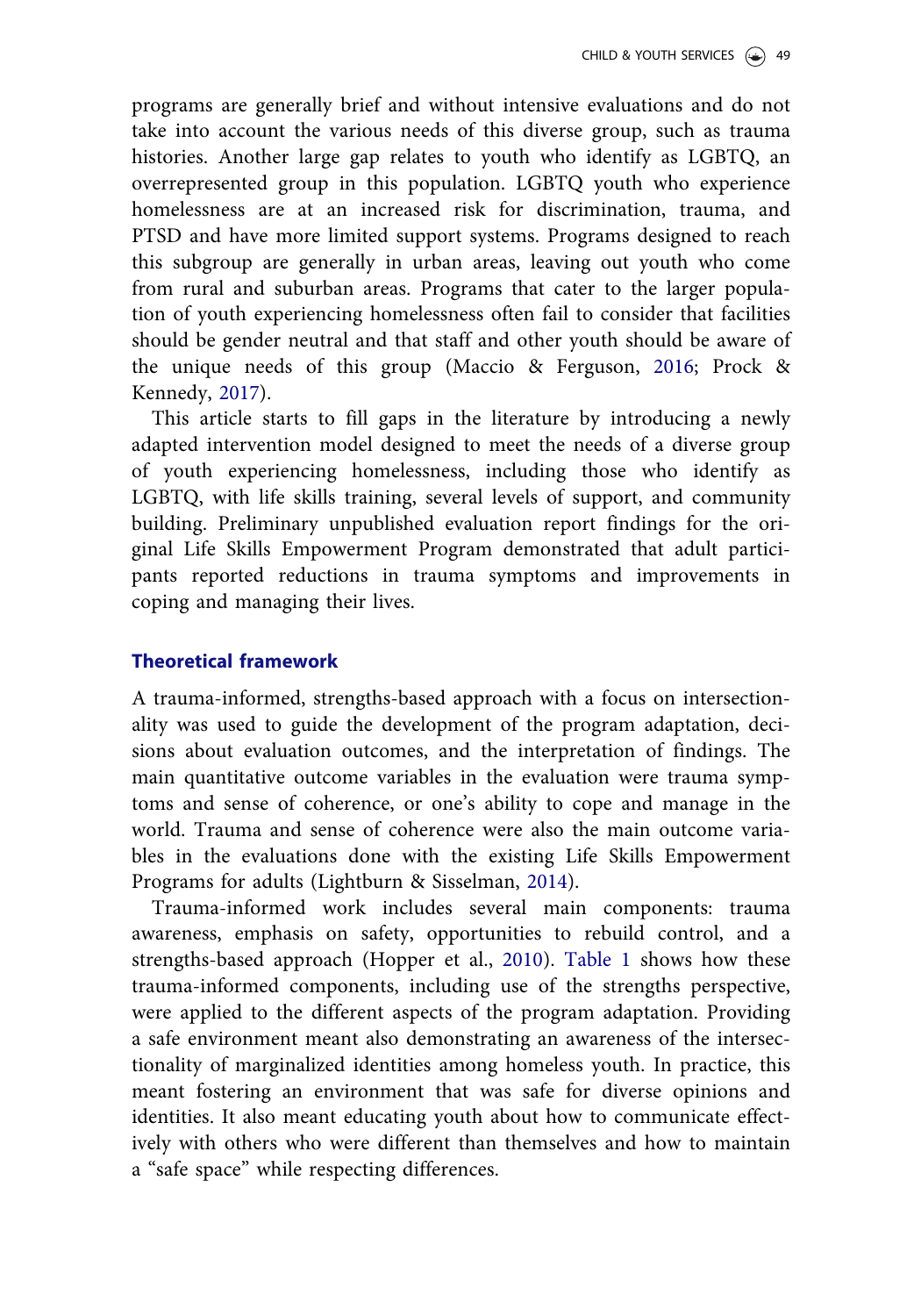programs are generally brief and without intensive evaluations and do not take into account the various needs of this diverse group, such as trauma histories. Another large gap relates to youth who identify as LGBTQ, an overrepresented group in this population. LGBTQ youth who experience homelessness are at an increased risk for discrimination, trauma, and PTSD and have more limited support systems. Programs designed to reach this subgroup are generally in urban areas, leaving out youth who come from rural and suburban areas. Programs that cater to the larger population of youth experiencing homelessness often fail to consider that facilities should be gender neutral and that staff and other youth should be aware of the unique needs of this group (Maccio & Ferguson, 2016; Prock & Kennedy, 2017).

This article starts to fill gaps in the literature by introducing a newly adapted intervention model designed to meet the needs of a diverse group of youth experiencing homelessness, including those who identify as LGBTQ, with life skills training, several levels of support, and community building. Preliminary unpublished evaluation report findings for the original Life Skills Empowerment Program demonstrated that adult participants reported reductions in trauma symptoms and improvements in coping and managing their lives.

## Theoretical framework

A trauma-informed, strengths-based approach with a focus on intersectionality was used to guide the development of the program adaptation, decisions about evaluation outcomes, and the interpretation of findings. The main quantitative outcome variables in the evaluation were trauma symptoms and sense of coherence, or one's ability to cope and manage in the world. Trauma and sense of coherence were also the main outcome variables in the evaluations done with the existing Life Skills Empowerment Programs for adults (Lightburn & Sisselman, 2014).

Trauma-informed work includes several main components: trauma awareness, emphasis on safety, opportunities to rebuild control, and a strengths-based approach (Hopper et al., 2010). Table 1 shows how these trauma-informed components, including use of the strengths perspective, were applied to the different aspects of the program adaptation. Providing a safe environment meant also demonstrating an awareness of the intersectionality of marginalized identities among homeless youth. In practice, this meant fostering an environment that was safe for diverse opinions and identities. It also meant educating youth about how to communicate effectively with others who were different than themselves and how to maintain a "safe space" while respecting differences.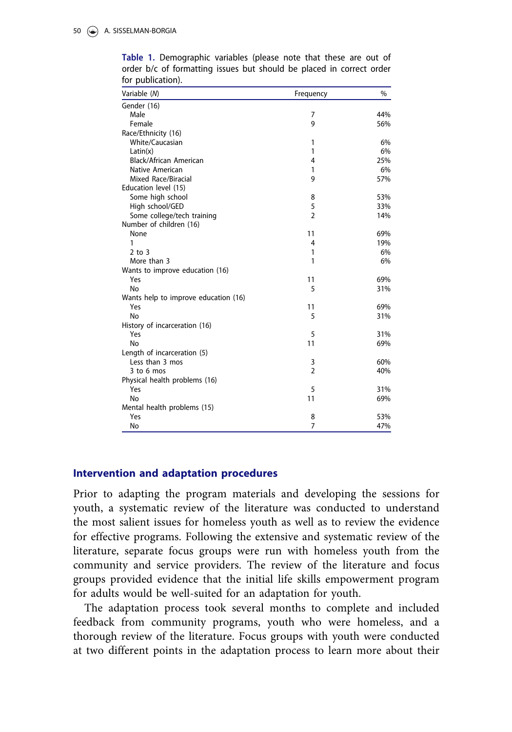**Table 1.** Demographic variables (please note that these are out of order b/c of formatting issues but should be placed in correct order for publication).

| Variable (*N*) | Frequency | % |
|---|---|---|
| Gender (16) | | |
| Male | 7 | 44% |
| Female | 9 | 56% |
| Race/Ethnicity (16) | | |
| White/Caucasian | 1 | 6% |
| Latin(x) | 1 | 6% |
| Black/African American | 4 | 25% |
| Native American | 1 | 6% |
| Mixed Race/Biracial | 9 | 57% |
| Education level (15) | | |
| Some high school | 8 | 53% |
| High school/GED | 5 | 33% |
| Some college/tech training | 2 | 14% |
| Number of children (16) | | |
| None | 11 | 69% |
| 1 | 4 | 19% |
| 2 to 3 | 1 | 6% |
| More than 3 | 1 | 6% |
| Wants to improve education (16) | | |
| Yes | 11 | 69% |
| No | 5 | 31% |
| Wants help to improve education (16) | | |
| Yes | 11 | 69% |
| No | 5 | 31% |
| History of incarceration (16) | | |
| Yes | 5 | 31% |
| No | 11 | 69% |
| Length of incarceration (5) | | |
| Less than 3 mos | 3 | 60% |
| 3 to 6 mos | 2 | 40% |
| Physical health problems (16) | | |
| Yes | 5 | 31% |
| No | 11 | 69% |
| Mental health problems (15) | | |
| Yes | 8 | 53% |
| No | 7 | 47% |

## Intervention and adaptation procedures

Prior to adapting the program materials and developing the sessions for youth, a systematic review of the literature was conducted to understand the most salient issues for homeless youth as well as to review the evidence for effective programs. Following the extensive and systematic review of the literature, separate focus groups were run with homeless youth from the community and service providers. The review of the literature and focus groups provided evidence that the initial life skills empowerment program for adults would be well-suited for an adaptation for youth.

The adaptation process took several months to complete and included feedback from community programs, youth who were homeless, and a thorough review of the literature. Focus groups with youth were conducted at two different points in the adaptation process to learn more about their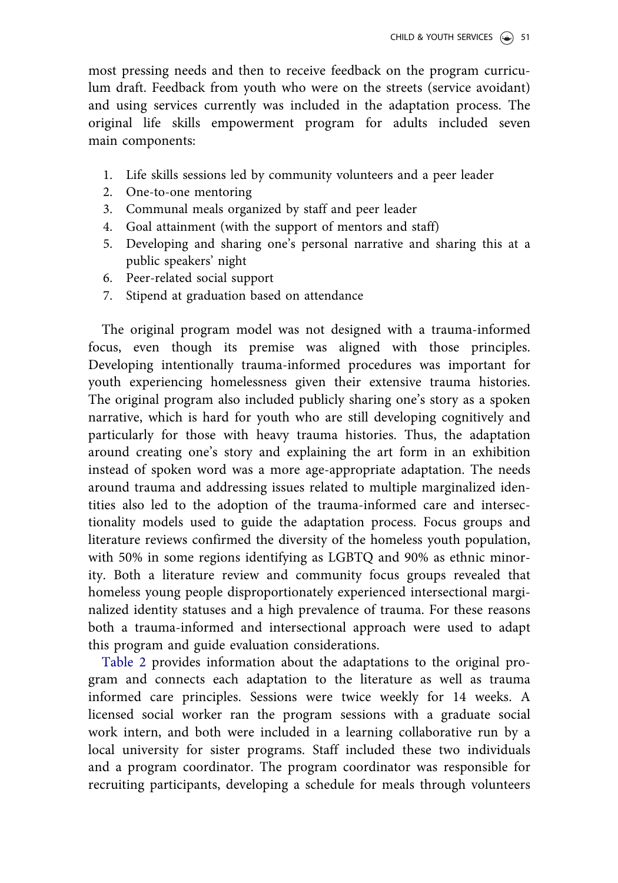most pressing needs and then to receive feedback on the program curriculum draft. Feedback from youth who were on the streets (service avoidant) and using services currently was included in the adaptation process. The original life skills empowerment program for adults included seven main components:

1. Life skills sessions led by community volunteers and a peer leader
2. One-to-one mentoring
3. Communal meals organized by staff and peer leader
4. Goal attainment (with the support of mentors and staff)
5. Developing and sharing one's personal narrative and sharing this at a public speakers' night
6. Peer-related social support
7. Stipend at graduation based on attendance

The original program model was not designed with a trauma-informed focus, even though its premise was aligned with those principles. Developing intentionally trauma-informed procedures was important for youth experiencing homelessness given their extensive trauma histories. The original program also included publicly sharing one's story as a spoken narrative, which is hard for youth who are still developing cognitively and particularly for those with heavy trauma histories. Thus, the adaptation around creating one's story and explaining the art form in an exhibition instead of spoken word was a more age-appropriate adaptation. The needs around trauma and addressing issues related to multiple marginalized identities also led to the adoption of the trauma-informed care and intersectionality models used to guide the adaptation process. Focus groups and literature reviews confirmed the diversity of the homeless youth population, with 50% in some regions identifying as LGBTQ and 90% as ethnic minority. Both a literature review and community focus groups revealed that homeless young people disproportionately experienced intersectional marginalized identity statuses and a high prevalence of trauma. For these reasons both a trauma-informed and intersectional approach were used to adapt this program and guide evaluation considerations.

Table 2 provides information about the adaptations to the original program and connects each adaptation to the literature as well as trauma informed care principles. Sessions were twice weekly for 14 weeks. A licensed social worker ran the program sessions with a graduate social work intern, and both were included in a learning collaborative run by a local university for sister programs. Staff included these two individuals and a program coordinator. The program coordinator was responsible for recruiting participants, developing a schedule for meals through volunteers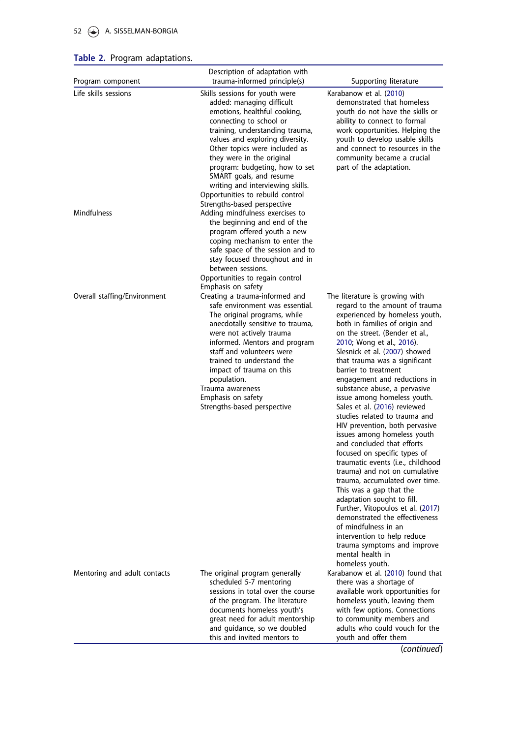**Table 2.** Program adaptations.

| Program component | Description of adaptation with trauma-informed principle(s) | Supporting literature |
|---|---|---|
| Life skills sessions | Skills sessions for youth were added: managing difficult emotions, healthful cooking, connecting to school or training, understanding trauma, values and exploring diversity. Other topics were included as they were in the original program: budgeting, how to set SMART goals, and resume writing and interviewing skills.<br>Opportunities to rebuild control<br>Strengths-based perspective | Karabanow et al. (2010) demonstrated that homeless youth do not have the skills or ability to connect to formal work opportunities. Helping the youth to develop usable skills and connect to resources in the community became a crucial part of the adaptation. |
| Mindfulness | Adding mindfulness exercises to the beginning and end of the program offered youth a new coping mechanism to enter the safe space of the session and to stay focused throughout and in between sessions.<br>Opportunities to regain control<br>Emphasis on safety | |
| Overall staffing/Environment | Creating a trauma-informed and safe environment was essential. The original programs, while anecdotally sensitive to trauma, were not actively trauma informed. Mentors and program staff and volunteers were trained to understand the impact of trauma on this population.<br>Trauma awareness<br>Emphasis on safety<br>Strengths-based perspective | The literature is growing with regard to the amount of trauma experienced by homeless youth, both in families of origin and on the street. (Bender et al., 2010; Wong et al., 2016). Slesnick et al. (2007) showed that trauma was a significant barrier to treatment engagement and reductions in substance abuse, a pervasive issue among homeless youth. Sales et al. (2016) reviewed studies related to trauma and HIV prevention, both pervasive issues among homeless youth and concluded that efforts focused on specific types of traumatic events (i.e., childhood trauma) and not on cumulative trauma, accumulated over time. This was a gap that the adaptation sought to fill. Further, Vitopoulos et al. (2017) demonstrated the effectiveness of mindfulness in an intervention to help reduce trauma symptoms and improve mental health in homeless youth. |
| Mentoring and adult contacts | The original program generally scheduled 5-7 mentoring sessions in total over the course of the program. The literature documents homeless youth's great need for adult mentorship and guidance, so we doubled this and invited mentors to | Karabanow et al. (2010) found that there was a shortage of available work opportunities for homeless youth, leaving them with few options. Connections to community members and adults who could vouch for the youth and offer them |

(*continued*)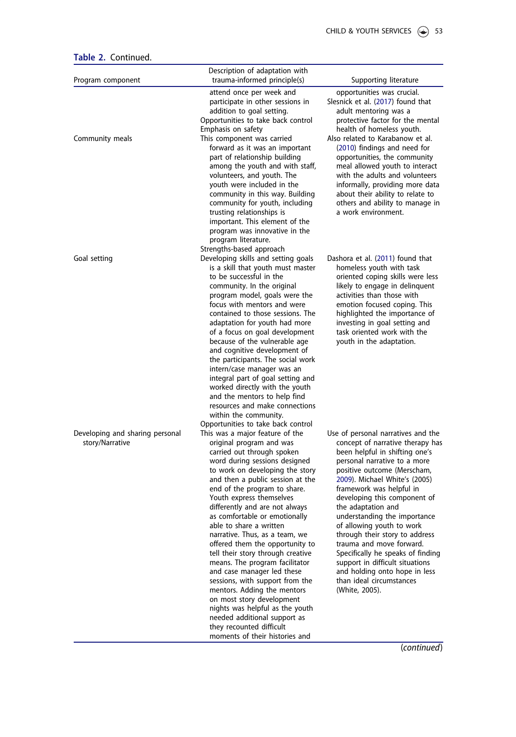**Table 2.** Continued.

| Program component | Description of adaptation with trauma-informed principle(s) | Supporting literature |
|---|---|---|
| | attend once per week and participate in other sessions in addition to goal setting. Opportunities to take back control Emphasis on safety | opportunities was crucial. Slesnick et al. (2017) found that adult mentoring was a protective factor for the mental health of homeless youth. |
| Community meals | This component was carried forward as it was an important part of relationship building among the youth and with staff, volunteers, and youth. The youth were included in the community in this way. Building community for youth, including trusting relationships is important. This element of the program was innovative in the program literature. Strengths-based approach | Also related to Karabanow et al. (2010) findings and need for opportunities, the community meal allowed youth to interact with the adults and volunteers informally, providing more data about their ability to relate to others and ability to manage in a work environment. |
| Goal setting | Developing skills and setting goals is a skill that youth must master to be successful in the community. In the original program model, goals were the focus with mentors and were contained to those sessions. The adaptation for youth had more of a focus on goal development because of the vulnerable age and cognitive development of the participants. The social work intern/case manager was an integral part of goal setting and worked directly with the youth and the mentors to help find resources and make connections within the community. Opportunities to take back control | Dashora et al. (2011) found that homeless youth with task oriented coping skills were less likely to engage in delinquent activities than those with emotion focused coping. This highlighted the importance of investing in goal setting and task oriented work with the youth in the adaptation. |
| Developing and sharing personal story/Narrative | This was a major feature of the original program and was carried out through spoken word during sessions designed to work on developing the story and then a public session at the end of the program to share. Youth express themselves differently and are not always as comfortable or emotionally able to share a written narrative. Thus, as a team, we offered them the opportunity to tell their story through creative means. The program facilitator and case manager led these sessions, with support from the mentors. Adding the mentors on most story development nights was helpful as the youth needed additional support as they recounted difficult moments of their histories and | Use of personal narratives and the concept of narrative therapy has been helpful in shifting one's personal narrative to a more positive outcome (Merscham, 2009). Michael White's (2005) framework was helpful in developing this component of the adaptation and understanding the importance of allowing youth to work through their story to address trauma and move forward. Specifically he speaks of finding support in difficult situations and holding onto hope in less than ideal circumstances (White, 2005). |

(*continued*)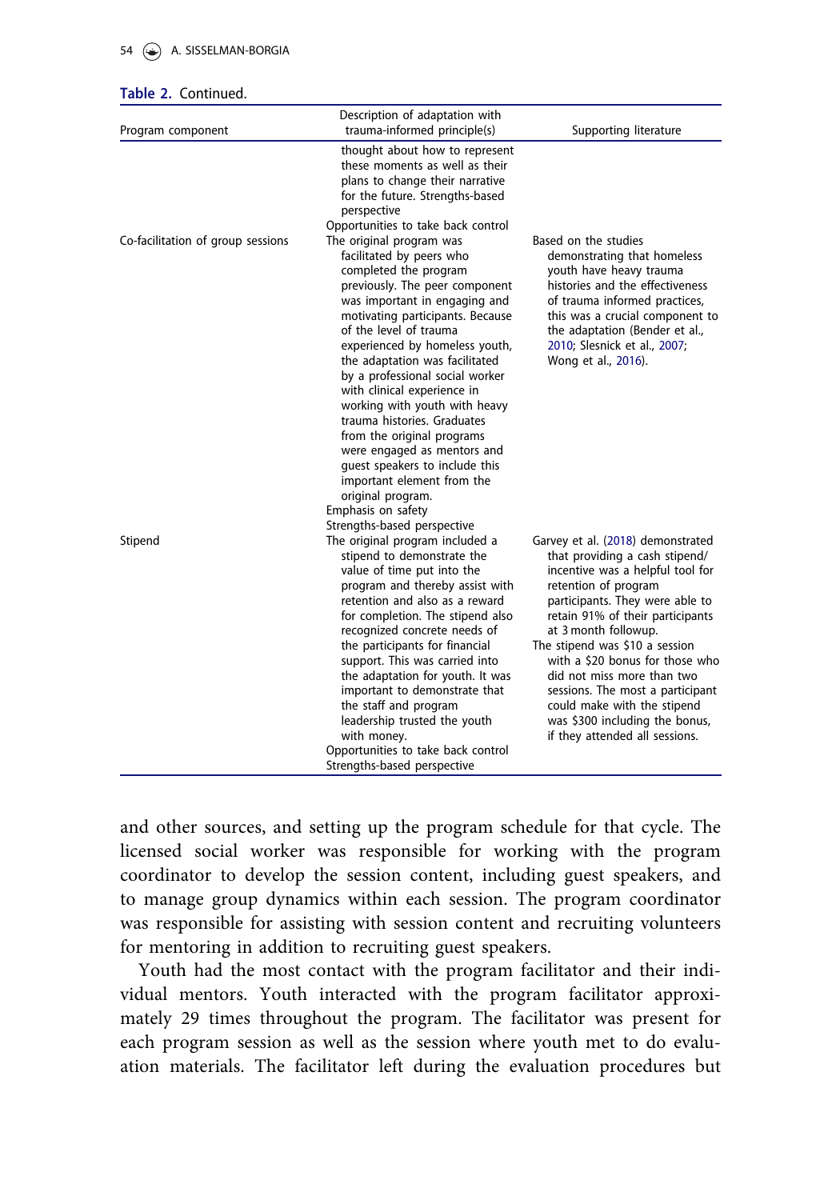**Table 2.** Continued.

| Program component | Description of adaptation with trauma-informed principle(s) | Supporting literature |
|---|---|---|
| | thought about how to represent these moments as well as their plans to change their narrative for the future. Strengths-based perspective<br>Opportunities to take back control | |
| Co-facilitation of group sessions | The original program was facilitated by peers who completed the program previously. The peer component was important in engaging and motivating participants. Because of the level of trauma experienced by homeless youth, the adaptation was facilitated by a professional social worker with clinical experience in working with youth with heavy trauma histories. Graduates from the original programs were engaged as mentors and guest speakers to include this important element from the original program.<br>Emphasis on safety<br>Strengths-based perspective | Based on the studies demonstrating that homeless youth have heavy trauma histories and the effectiveness of trauma informed practices, this was a crucial component to the adaptation (Bender et al., 2010; Slesnick et al., 2007; Wong et al., 2016). |
| Stipend | The original program included a stipend to demonstrate the value of time put into the program and thereby assist with retention and also as a reward for completion. The stipend also recognized concrete needs of the participants for financial support. This was carried into the adaptation for youth. It was important to demonstrate that the staff and program leadership trusted the youth with money.<br>Opportunities to take back control<br>Strengths-based perspective | Garvey et al. (2018) demonstrated that providing a cash stipend/incentive was a helpful tool for retention of program participants. They were able to retain 91% of their participants at 3 month followup.<br>The stipend was $10 a session with a $20 bonus for those who did not miss more than two sessions. The most a participant could make with the stipend was $300 including the bonus, if they attended all sessions. |

and other sources, and setting up the program schedule for that cycle. The licensed social worker was responsible for working with the program coordinator to develop the session content, including guest speakers, and to manage group dynamics within each session. The program coordinator was responsible for assisting with session content and recruiting volunteers for mentoring in addition to recruiting guest speakers.

Youth had the most contact with the program facilitator and their individual mentors. Youth interacted with the program facilitator approximately 29 times throughout the program. The facilitator was present for each program session as well as the session where youth met to do evaluation materials. The facilitator left during the evaluation procedures but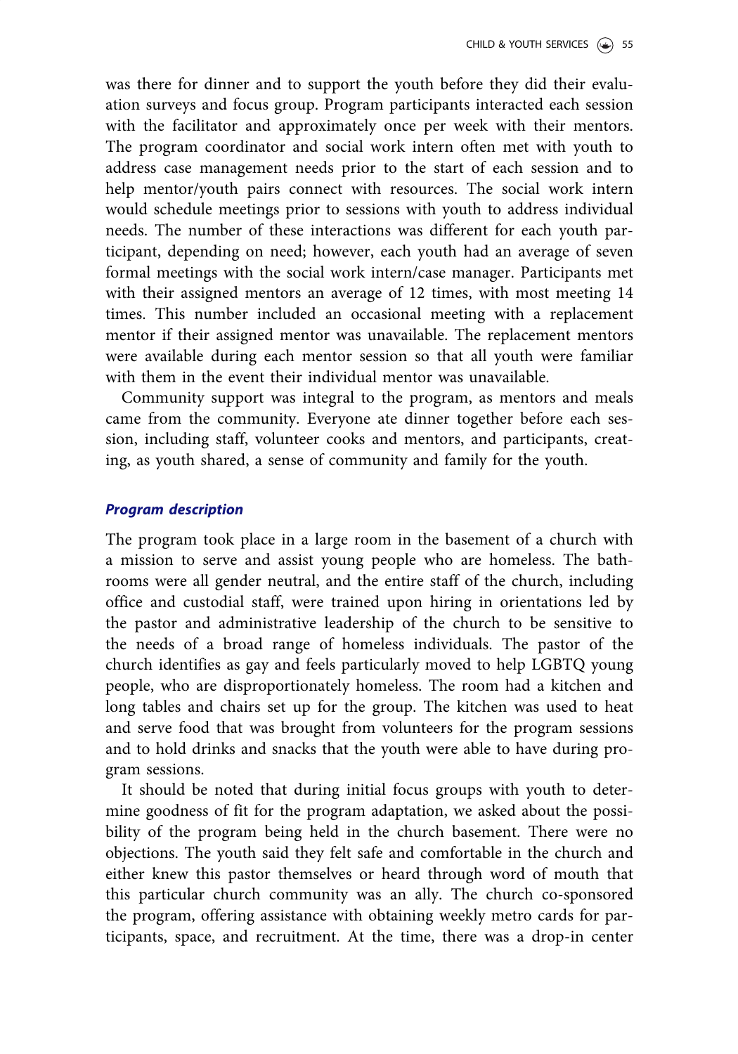was there for dinner and to support the youth before they did their evaluation surveys and focus group. Program participants interacted each session with the facilitator and approximately once per week with their mentors. The program coordinator and social work intern often met with youth to address case management needs prior to the start of each session and to help mentor/youth pairs connect with resources. The social work intern would schedule meetings prior to sessions with youth to address individual needs. The number of these interactions was different for each youth participant, depending on need; however, each youth had an average of seven formal meetings with the social work intern/case manager. Participants met with their assigned mentors an average of 12 times, with most meeting 14 times. This number included an occasional meeting with a replacement mentor if their assigned mentor was unavailable. The replacement mentors were available during each mentor session so that all youth were familiar with them in the event their individual mentor was unavailable.

Community support was integral to the program, as mentors and meals came from the community. Everyone ate dinner together before each session, including staff, volunteer cooks and mentors, and participants, creating, as youth shared, a sense of community and family for the youth.

### *Program description*

The program took place in a large room in the basement of a church with a mission to serve and assist young people who are homeless. The bathrooms were all gender neutral, and the entire staff of the church, including office and custodial staff, were trained upon hiring in orientations led by the pastor and administrative leadership of the church to be sensitive to the needs of a broad range of homeless individuals. The pastor of the church identifies as gay and feels particularly moved to help LGBTQ young people, who are disproportionately homeless. The room had a kitchen and long tables and chairs set up for the group. The kitchen was used to heat and serve food that was brought from volunteers for the program sessions and to hold drinks and snacks that the youth were able to have during program sessions.

It should be noted that during initial focus groups with youth to determine goodness of fit for the program adaptation, we asked about the possibility of the program being held in the church basement. There were no objections. The youth said they felt safe and comfortable in the church and either knew this pastor themselves or heard through word of mouth that this particular church community was an ally. The church co-sponsored the program, offering assistance with obtaining weekly metro cards for participants, space, and recruitment. At the time, there was a drop-in center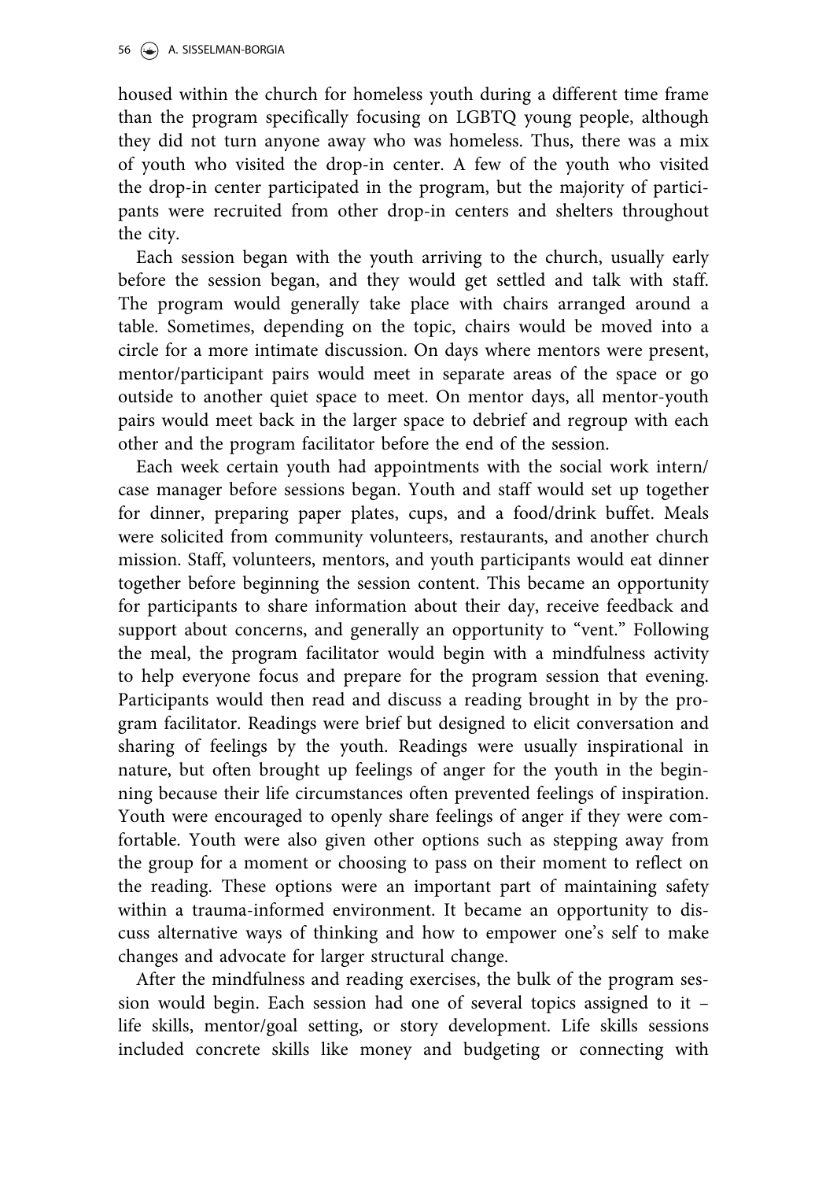housed within the church for homeless youth during a different time frame than the program specifically focusing on LGBTQ young people, although they did not turn anyone away who was homeless. Thus, there was a mix of youth who visited the drop-in center. A few of the youth who visited the drop-in center participated in the program, but the majority of participants were recruited from other drop-in centers and shelters throughout the city.

Each session began with the youth arriving to the church, usually early before the session began, and they would get settled and talk with staff. The program would generally take place with chairs arranged around a table. Sometimes, depending on the topic, chairs would be moved into a circle for a more intimate discussion. On days where mentors were present, mentor/participant pairs would meet in separate areas of the space or go outside to another quiet space to meet. On mentor days, all mentor-youth pairs would meet back in the larger space to debrief and regroup with each other and the program facilitator before the end of the session.

Each week certain youth had appointments with the social work intern/case manager before sessions began. Youth and staff would set up together for dinner, preparing paper plates, cups, and a food/drink buffet. Meals were solicited from community volunteers, restaurants, and another church mission. Staff, volunteers, mentors, and youth participants would eat dinner together before beginning the session content. This became an opportunity for participants to share information about their day, receive feedback and support about concerns, and generally an opportunity to "vent." Following the meal, the program facilitator would begin with a mindfulness activity to help everyone focus and prepare for the program session that evening. Participants would then read and discuss a reading brought in by the program facilitator. Readings were brief but designed to elicit conversation and sharing of feelings by the youth. Readings were usually inspirational in nature, but often brought up feelings of anger for the youth in the beginning because their life circumstances often prevented feelings of inspiration. Youth were encouraged to openly share feelings of anger if they were comfortable. Youth were also given other options such as stepping away from the group for a moment or choosing to pass on their moment to reflect on the reading. These options were an important part of maintaining safety within a trauma-informed environment. It became an opportunity to discuss alternative ways of thinking and how to empower one's self to make changes and advocate for larger structural change.

After the mindfulness and reading exercises, the bulk of the program session would begin. Each session had one of several topics assigned to it – life skills, mentor/goal setting, or story development. Life skills sessions included concrete skills like money and budgeting or connecting with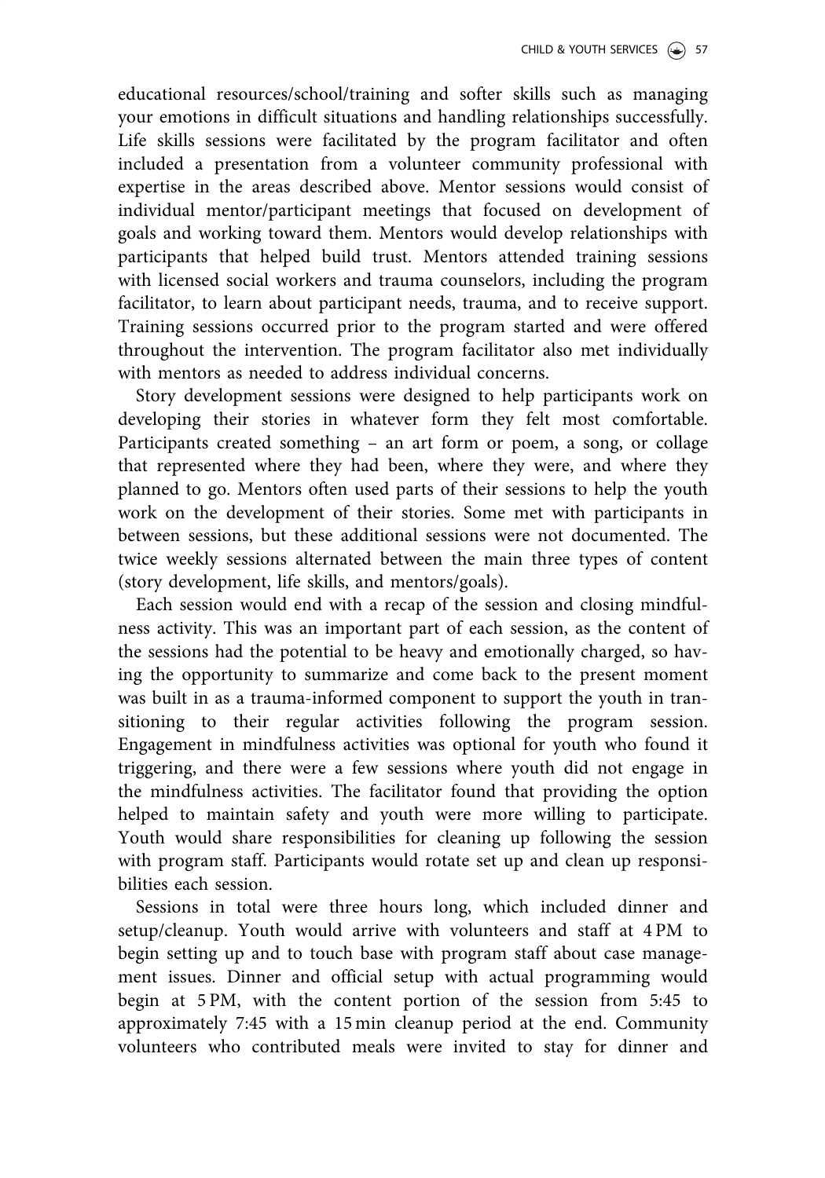educational resources/school/training and softer skills such as managing your emotions in difficult situations and handling relationships successfully. Life skills sessions were facilitated by the program facilitator and often included a presentation from a volunteer community professional with expertise in the areas described above. Mentor sessions would consist of individual mentor/participant meetings that focused on development of goals and working toward them. Mentors would develop relationships with participants that helped build trust. Mentors attended training sessions with licensed social workers and trauma counselors, including the program facilitator, to learn about participant needs, trauma, and to receive support. Training sessions occurred prior to the program started and were offered throughout the intervention. The program facilitator also met individually with mentors as needed to address individual concerns.

Story development sessions were designed to help participants work on developing their stories in whatever form they felt most comfortable. Participants created something – an art form or poem, a song, or collage that represented where they had been, where they were, and where they planned to go. Mentors often used parts of their sessions to help the youth work on the development of their stories. Some met with participants in between sessions, but these additional sessions were not documented. The twice weekly sessions alternated between the main three types of content (story development, life skills, and mentors/goals).

Each session would end with a recap of the session and closing mindfulness activity. This was an important part of each session, as the content of the sessions had the potential to be heavy and emotionally charged, so having the opportunity to summarize and come back to the present moment was built in as a trauma-informed component to support the youth in transitioning to their regular activities following the program session. Engagement in mindfulness activities was optional for youth who found it triggering, and there were a few sessions where youth did not engage in the mindfulness activities. The facilitator found that providing the option helped to maintain safety and youth were more willing to participate. Youth would share responsibilities for cleaning up following the session with program staff. Participants would rotate set up and clean up responsibilities each session.

Sessions in total were three hours long, which included dinner and setup/cleanup. Youth would arrive with volunteers and staff at 4 PM to begin setting up and to touch base with program staff about case management issues. Dinner and official setup with actual programming would begin at 5 PM, with the content portion of the session from 5:45 to approximately 7:45 with a 15 min cleanup period at the end. Community volunteers who contributed meals were invited to stay for dinner and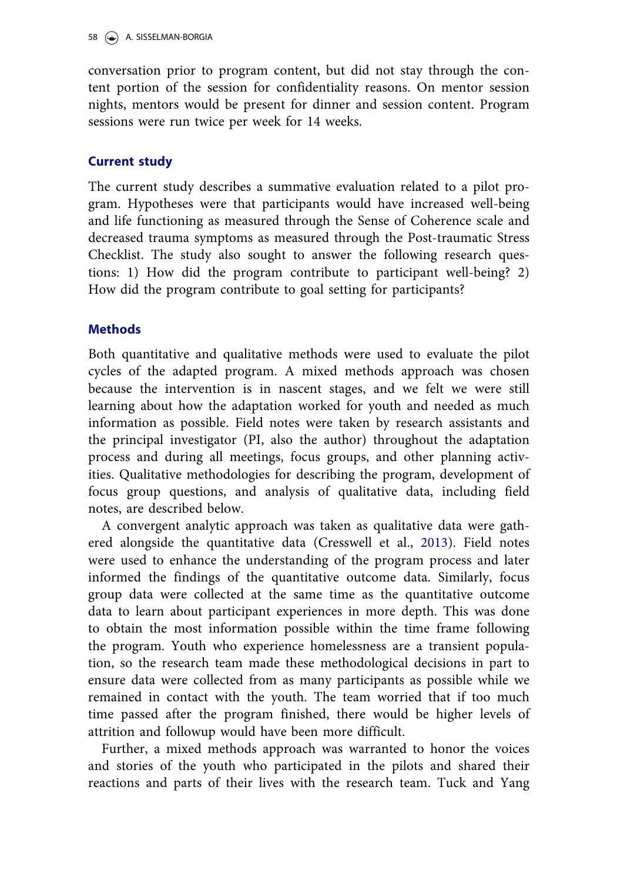conversation prior to program content, but did not stay through the content portion of the session for confidentiality reasons. On mentor session nights, mentors would be present for dinner and session content. Program sessions were run twice per week for 14 weeks.

## Current study

The current study describes a summative evaluation related to a pilot program. Hypotheses were that participants would have increased well-being and life functioning as measured through the Sense of Coherence scale and decreased trauma symptoms as measured through the Post-traumatic Stress Checklist. The study also sought to answer the following research questions: 1) How did the program contribute to participant well-being? 2) How did the program contribute to goal setting for participants?

## Methods

Both quantitative and qualitative methods were used to evaluate the pilot cycles of the adapted program. A mixed methods approach was chosen because the intervention is in nascent stages, and we felt we were still learning about how the adaptation worked for youth and needed as much information as possible. Field notes were taken by research assistants and the principal investigator (PI, also the author) throughout the adaptation process and during all meetings, focus groups, and other planning activities. Qualitative methodologies for describing the program, development of focus group questions, and analysis of qualitative data, including field notes, are described below.

A convergent analytic approach was taken as qualitative data were gathered alongside the quantitative data (Cresswell et al., 2013). Field notes were used to enhance the understanding of the program process and later informed the findings of the quantitative outcome data. Similarly, focus group data were collected at the same time as the quantitative outcome data to learn about participant experiences in more depth. This was done to obtain the most information possible within the time frame following the program. Youth who experience homelessness are a transient population, so the research team made these methodological decisions in part to ensure data were collected from as many participants as possible while we remained in contact with the youth. The team worried that if too much time passed after the program finished, there would be higher levels of attrition and followup would have been more difficult.

Further, a mixed methods approach was warranted to honor the voices and stories of the youth who participated in the pilots and shared their reactions and parts of their lives with the research team. Tuck and Yang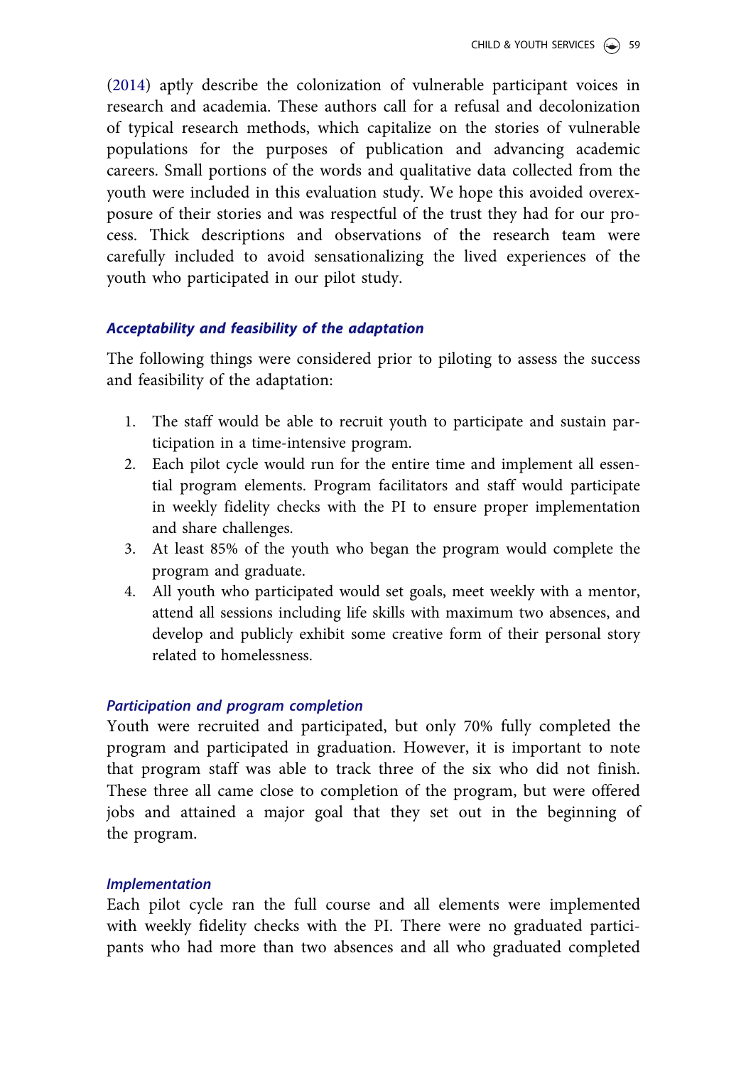(2014) aptly describe the colonization of vulnerable participant voices in research and academia. These authors call for a refusal and decolonization of typical research methods, which capitalize on the stories of vulnerable populations for the purposes of publication and advancing academic careers. Small portions of the words and qualitative data collected from the youth were included in this evaluation study. We hope this avoided overexposure of their stories and was respectful of the trust they had for our process. Thick descriptions and observations of the research team were carefully included to avoid sensationalizing the lived experiences of the youth who participated in our pilot study.

### *Acceptability and feasibility of the adaptation*

The following things were considered prior to piloting to assess the success and feasibility of the adaptation:

1. The staff would be able to recruit youth to participate and sustain participation in a time-intensive program.
2. Each pilot cycle would run for the entire time and implement all essential program elements. Program facilitators and staff would participate in weekly fidelity checks with the PI to ensure proper implementation and share challenges.
3. At least 85% of the youth who began the program would complete the program and graduate.
4. All youth who participated would set goals, meet weekly with a mentor, attend all sessions including life skills with maximum two absences, and develop and publicly exhibit some creative form of their personal story related to homelessness.

#### *Participation and program completion*

Youth were recruited and participated, but only 70% fully completed the program and participated in graduation. However, it is important to note that program staff was able to track three of the six who did not finish. These three all came close to completion of the program, but were offered jobs and attained a major goal that they set out in the beginning of the program.

#### *Implementation*

Each pilot cycle ran the full course and all elements were implemented with weekly fidelity checks with the PI. There were no graduated participants who had more than two absences and all who graduated completed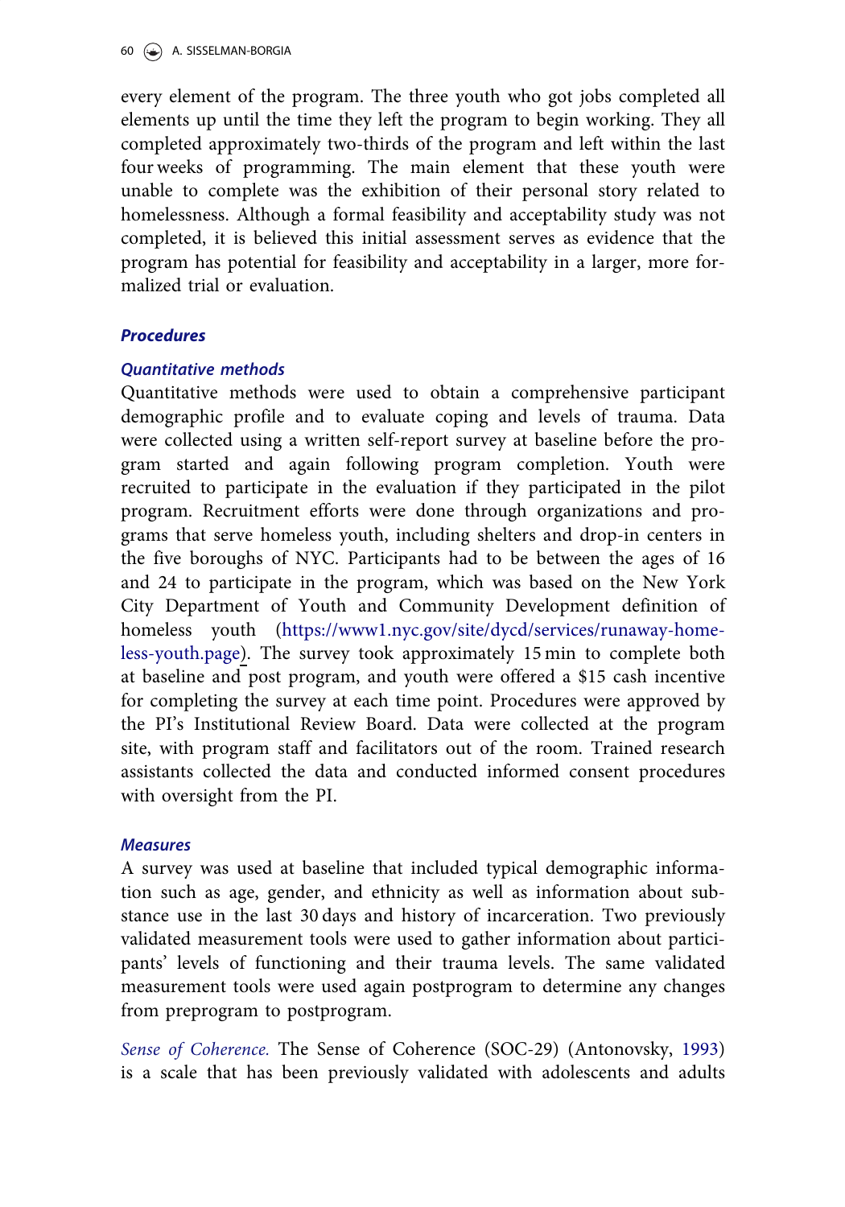every element of the program. The three youth who got jobs completed all elements up until the time they left the program to begin working. They all completed approximately two-thirds of the program and left within the last four weeks of programming. The main element that these youth were unable to complete was the exhibition of their personal story related to homelessness. Although a formal feasibility and acceptability study was not completed, it is believed this initial assessment serves as evidence that the program has potential for feasibility and acceptability in a larger, more formalized trial or evaluation.

### Procedures

#### Quantitative methods

Quantitative methods were used to obtain a comprehensive participant demographic profile and to evaluate coping and levels of trauma. Data were collected using a written self-report survey at baseline before the program started and again following program completion. Youth were recruited to participate in the evaluation if they participated in the pilot program. Recruitment efforts were done through organizations and programs that serve homeless youth, including shelters and drop-in centers in the five boroughs of NYC. Participants had to be between the ages of 16 and 24 to participate in the program, which was based on the New York City Department of Youth and Community Development definition of homeless youth (https://www1.nyc.gov/site/dycd/services/runaway-homeless-youth.page). The survey took approximately 15 min to complete both at baseline and post program, and youth were offered a $15 cash incentive for completing the survey at each time point. Procedures were approved by the PI's Institutional Review Board. Data were collected at the program site, with program staff and facilitators out of the room. Trained research assistants collected the data and conducted informed consent procedures with oversight from the PI.

#### Measures

A survey was used at baseline that included typical demographic information such as age, gender, and ethnicity as well as information about substance use in the last 30 days and history of incarceration. Two previously validated measurement tools were used to gather information about participants' levels of functioning and their trauma levels. The same validated measurement tools were used again postprogram to determine any changes from preprogram to postprogram.

*Sense of Coherence.* The Sense of Coherence (SOC-29) (Antonovsky, 1993) is a scale that has been previously validated with adolescents and adults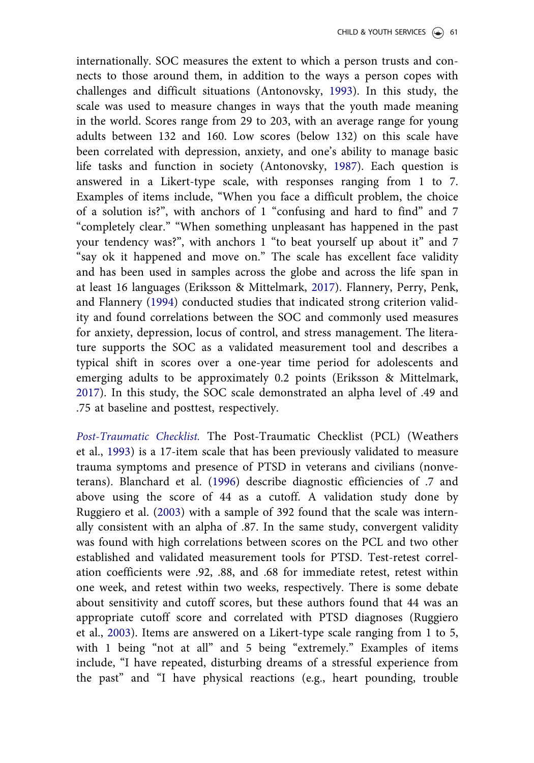internationally. SOC measures the extent to which a person trusts and connects to those around them, in addition to the ways a person copes with challenges and difficult situations (Antonovsky, 1993). In this study, the scale was used to measure changes in ways that the youth made meaning in the world. Scores range from 29 to 203, with an average range for young adults between 132 and 160. Low scores (below 132) on this scale have been correlated with depression, anxiety, and one's ability to manage basic life tasks and function in society (Antonovsky, 1987). Each question is answered in a Likert-type scale, with responses ranging from 1 to 7. Examples of items include, "When you face a difficult problem, the choice of a solution is?", with anchors of 1 "confusing and hard to find" and 7 "completely clear." "When something unpleasant has happened in the past your tendency was?", with anchors 1 "to beat yourself up about it" and 7 "say ok it happened and move on." The scale has excellent face validity and has been used in samples across the globe and across the life span in at least 16 languages (Eriksson & Mittelmark, 2017). Flannery, Perry, Penk, and Flannery (1994) conducted studies that indicated strong criterion validity and found correlations between the SOC and commonly used measures for anxiety, depression, locus of control, and stress management. The literature supports the SOC as a validated measurement tool and describes a typical shift in scores over a one-year time period for adolescents and emerging adults to be approximately 0.2 points (Eriksson & Mittelmark, 2017). In this study, the SOC scale demonstrated an alpha level of .49 and .75 at baseline and posttest, respectively.

*Post-Traumatic Checklist.* The Post-Traumatic Checklist (PCL) (Weathers et al., 1993) is a 17-item scale that has been previously validated to measure trauma symptoms and presence of PTSD in veterans and civilians (nonveterans). Blanchard et al. (1996) describe diagnostic efficiencies of .7 and above using the score of 44 as a cutoff. A validation study done by Ruggiero et al. (2003) with a sample of 392 found that the scale was internally consistent with an alpha of .87. In the same study, convergent validity was found with high correlations between scores on the PCL and two other established and validated measurement tools for PTSD. Test-retest correlation coefficients were .92, .88, and .68 for immediate retest, retest within one week, and retest within two weeks, respectively. There is some debate about sensitivity and cutoff scores, but these authors found that 44 was an appropriate cutoff score and correlated with PTSD diagnoses (Ruggiero et al., 2003). Items are answered on a Likert-type scale ranging from 1 to 5, with 1 being "not at all" and 5 being "extremely." Examples of items include, "I have repeated, disturbing dreams of a stressful experience from the past" and "I have physical reactions (e.g., heart pounding, trouble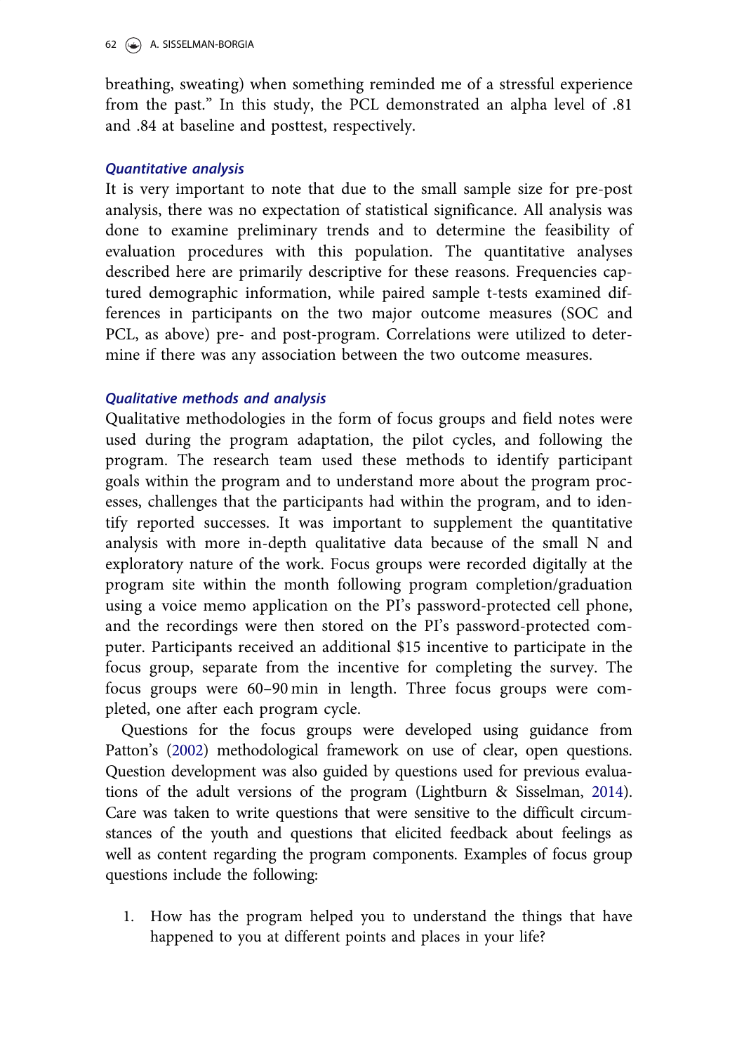breathing, sweating) when something reminded me of a stressful experience from the past." In this study, the PCL demonstrated an alpha level of .81 and .84 at baseline and posttest, respectively.

### *Quantitative analysis*

It is very important to note that due to the small sample size for pre-post analysis, there was no expectation of statistical significance. All analysis was done to examine preliminary trends and to determine the feasibility of evaluation procedures with this population. The quantitative analyses described here are primarily descriptive for these reasons. Frequencies captured demographic information, while paired sample t-tests examined differences in participants on the two major outcome measures (SOC and PCL, as above) pre- and post-program. Correlations were utilized to determine if there was any association between the two outcome measures.

### *Qualitative methods and analysis*

Qualitative methodologies in the form of focus groups and field notes were used during the program adaptation, the pilot cycles, and following the program. The research team used these methods to identify participant goals within the program and to understand more about the program processes, challenges that the participants had within the program, and to identify reported successes. It was important to supplement the quantitative analysis with more in-depth qualitative data because of the small N and exploratory nature of the work. Focus groups were recorded digitally at the program site within the month following program completion/graduation using a voice memo application on the PI's password-protected cell phone, and the recordings were then stored on the PI's password-protected computer. Participants received an additional $15 incentive to participate in the focus group, separate from the incentive for completing the survey. The focus groups were 60–90 min in length. Three focus groups were completed, one after each program cycle.

Questions for the focus groups were developed using guidance from Patton's (2002) methodological framework on use of clear, open questions. Question development was also guided by questions used for previous evaluations of the adult versions of the program (Lightburn & Sisselman, 2014). Care was taken to write questions that were sensitive to the difficult circumstances of the youth and questions that elicited feedback about feelings as well as content regarding the program components. Examples of focus group questions include the following:

1. How has the program helped you to understand the things that have happened to you at different points and places in your life?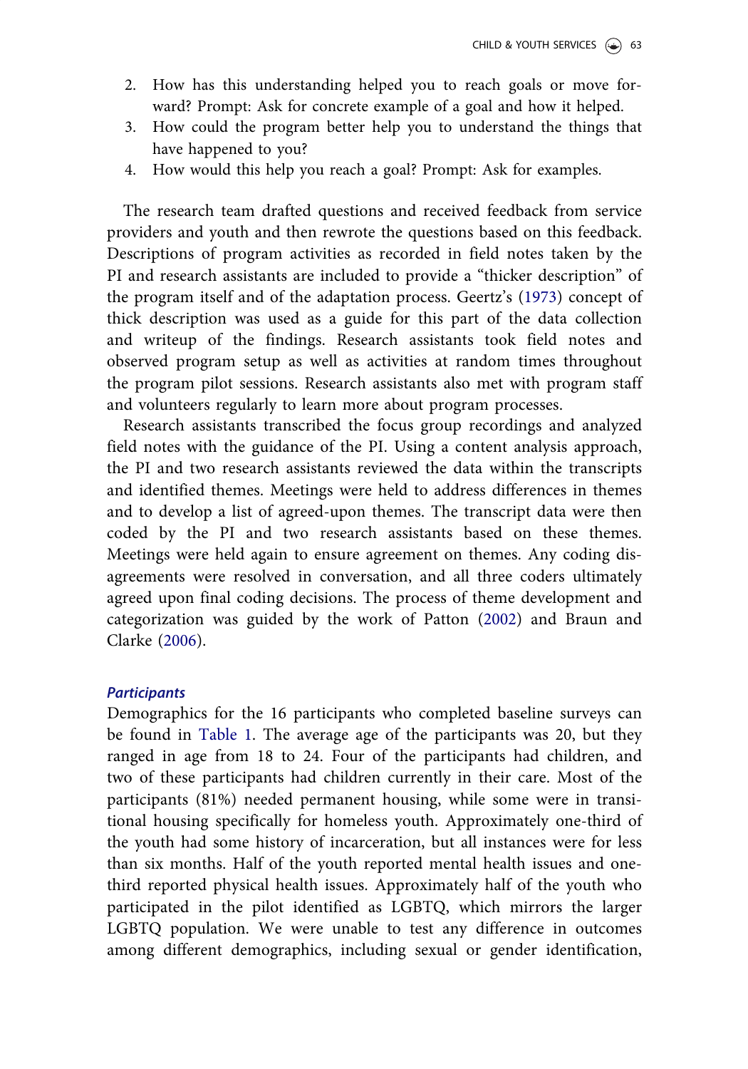2. How has this understanding helped you to reach goals or move forward? Prompt: Ask for concrete example of a goal and how it helped.
3. How could the program better help you to understand the things that have happened to you?
4. How would this help you reach a goal? Prompt: Ask for examples.

The research team drafted questions and received feedback from service providers and youth and then rewrote the questions based on this feedback. Descriptions of program activities as recorded in field notes taken by the PI and research assistants are included to provide a "thicker description" of the program itself and of the adaptation process. Geertz's (1973) concept of thick description was used as a guide for this part of the data collection and writeup of the findings. Research assistants took field notes and observed program setup as well as activities at random times throughout the program pilot sessions. Research assistants also met with program staff and volunteers regularly to learn more about program processes.

Research assistants transcribed the focus group recordings and analyzed field notes with the guidance of the PI. Using a content analysis approach, the PI and two research assistants reviewed the data within the transcripts and identified themes. Meetings were held to address differences in themes and to develop a list of agreed-upon themes. The transcript data were then coded by the PI and two research assistants based on these themes. Meetings were held again to ensure agreement on themes. Any coding disagreements were resolved in conversation, and all three coders ultimately agreed upon final coding decisions. The process of theme development and categorization was guided by the work of Patton (2002) and Braun and Clarke (2006).

### *Participants*

Demographics for the 16 participants who completed baseline surveys can be found in Table 1. The average age of the participants was 20, but they ranged in age from 18 to 24. Four of the participants had children, and two of these participants had children currently in their care. Most of the participants (81%) needed permanent housing, while some were in transitional housing specifically for homeless youth. Approximately one-third of the youth had some history of incarceration, but all instances were for less than six months. Half of the youth reported mental health issues and one-third reported physical health issues. Approximately half of the youth who participated in the pilot identified as LGBTQ, which mirrors the larger LGBTQ population. We were unable to test any difference in outcomes among different demographics, including sexual or gender identification,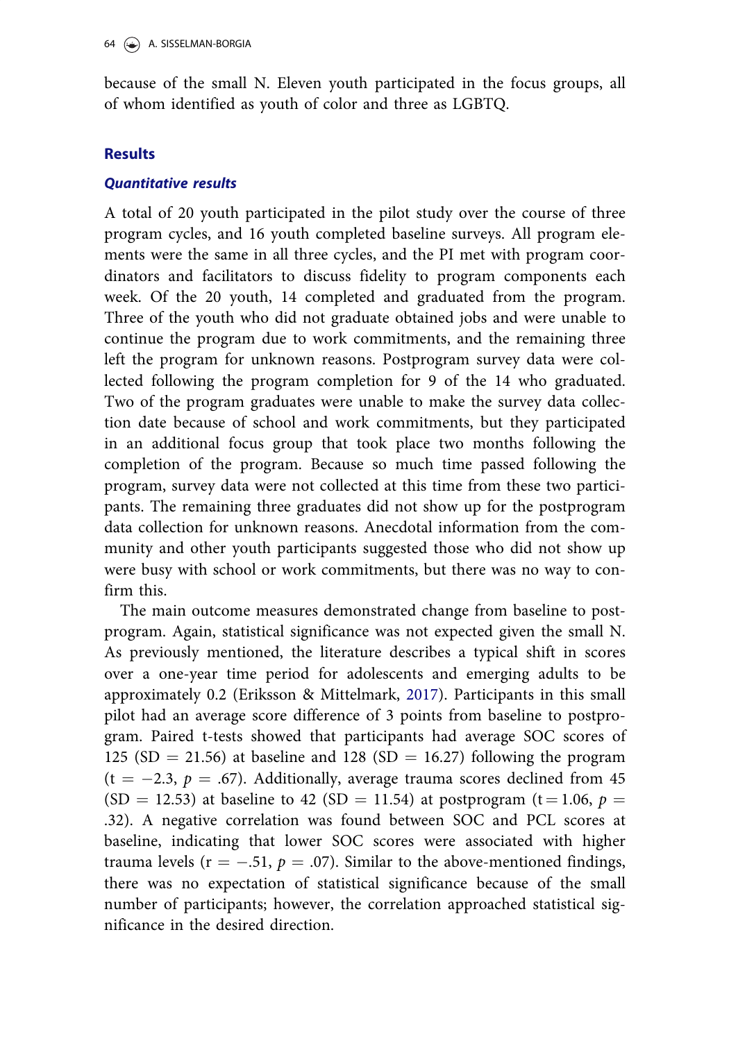because of the small N. Eleven youth participated in the focus groups, all of whom identified as youth of color and three as LGBTQ.

## Results

### *Quantitative results*

A total of 20 youth participated in the pilot study over the course of three program cycles, and 16 youth completed baseline surveys. All program elements were the same in all three cycles, and the PI met with program coordinators and facilitators to discuss fidelity to program components each week. Of the 20 youth, 14 completed and graduated from the program. Three of the youth who did not graduate obtained jobs and were unable to continue the program due to work commitments, and the remaining three left the program for unknown reasons. Postprogram survey data were collected following the program completion for 9 of the 14 who graduated. Two of the program graduates were unable to make the survey data collection date because of school and work commitments, but they participated in an additional focus group that took place two months following the completion of the program. Because so much time passed following the program, survey data were not collected at this time from these two participants. The remaining three graduates did not show up for the postprogram data collection for unknown reasons. Anecdotal information from the community and other youth participants suggested those who did not show up were busy with school or work commitments, but there was no way to confirm this.

The main outcome measures demonstrated change from baseline to postprogram. Again, statistical significance was not expected given the small N. As previously mentioned, the literature describes a typical shift in scores over a one-year time period for adolescents and emerging adults to be approximately 0.2 (Eriksson & Mittelmark, 2017). Participants in this small pilot had an average score difference of 3 points from baseline to postprogram. Paired t-tests showed that participants had average SOC scores of 125 ($SD = 21.56$) at baseline and 128 ($SD = 16.27$) following the program ($t = -2.3$, $p = .67$). Additionally, average trauma scores declined from 45 ($SD = 12.53$) at baseline to 42 ($SD = 11.54$) at postprogram ($t = 1.06$, $p = .32$). A negative correlation was found between SOC and PCL scores at baseline, indicating that lower SOC scores were associated with higher trauma levels ($r = -.51$, $p = .07$). Similar to the above-mentioned findings, there was no expectation of statistical significance because of the small number of participants; however, the correlation approached statistical significance in the desired direction.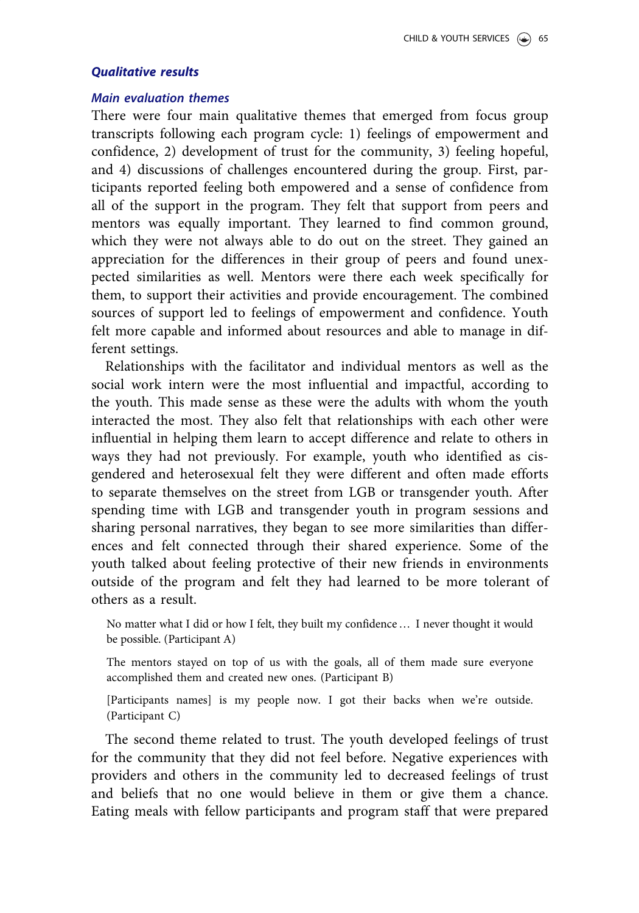### *Qualitative results*

#### *Main evaluation themes*

There were four main qualitative themes that emerged from focus group transcripts following each program cycle: 1) feelings of empowerment and confidence, 2) development of trust for the community, 3) feeling hopeful, and 4) discussions of challenges encountered during the group. First, participants reported feeling both empowered and a sense of confidence from all of the support in the program. They felt that support from peers and mentors was equally important. They learned to find common ground, which they were not always able to do out on the street. They gained an appreciation for the differences in their group of peers and found unexpected similarities as well. Mentors were there each week specifically for them, to support their activities and provide encouragement. The combined sources of support led to feelings of empowerment and confidence. Youth felt more capable and informed about resources and able to manage in different settings.

Relationships with the facilitator and individual mentors as well as the social work intern were the most influential and impactful, according to the youth. This made sense as these were the adults with whom the youth interacted the most. They also felt that relationships with each other were influential in helping them learn to accept difference and relate to others in ways they had not previously. For example, youth who identified as cisgendered and heterosexual felt they were different and often made efforts to separate themselves on the street from LGB or transgender youth. After spending time with LGB and transgender youth in program sessions and sharing personal narratives, they began to see more similarities than differences and felt connected through their shared experience. Some of the youth talked about feeling protective of their new friends in environments outside of the program and felt they had learned to be more tolerant of others as a result.

> No matter what I did or how I felt, they built my confidence … I never thought it would be possible. (Participant A)

> The mentors stayed on top of us with the goals, all of them made sure everyone accomplished them and created new ones. (Participant B)

> [Participants names] is my people now. I got their backs when we're outside. (Participant C)

The second theme related to trust. The youth developed feelings of trust for the community that they did not feel before. Negative experiences with providers and others in the community led to decreased feelings of trust and beliefs that no one would believe in them or give them a chance. Eating meals with fellow participants and program staff that were prepared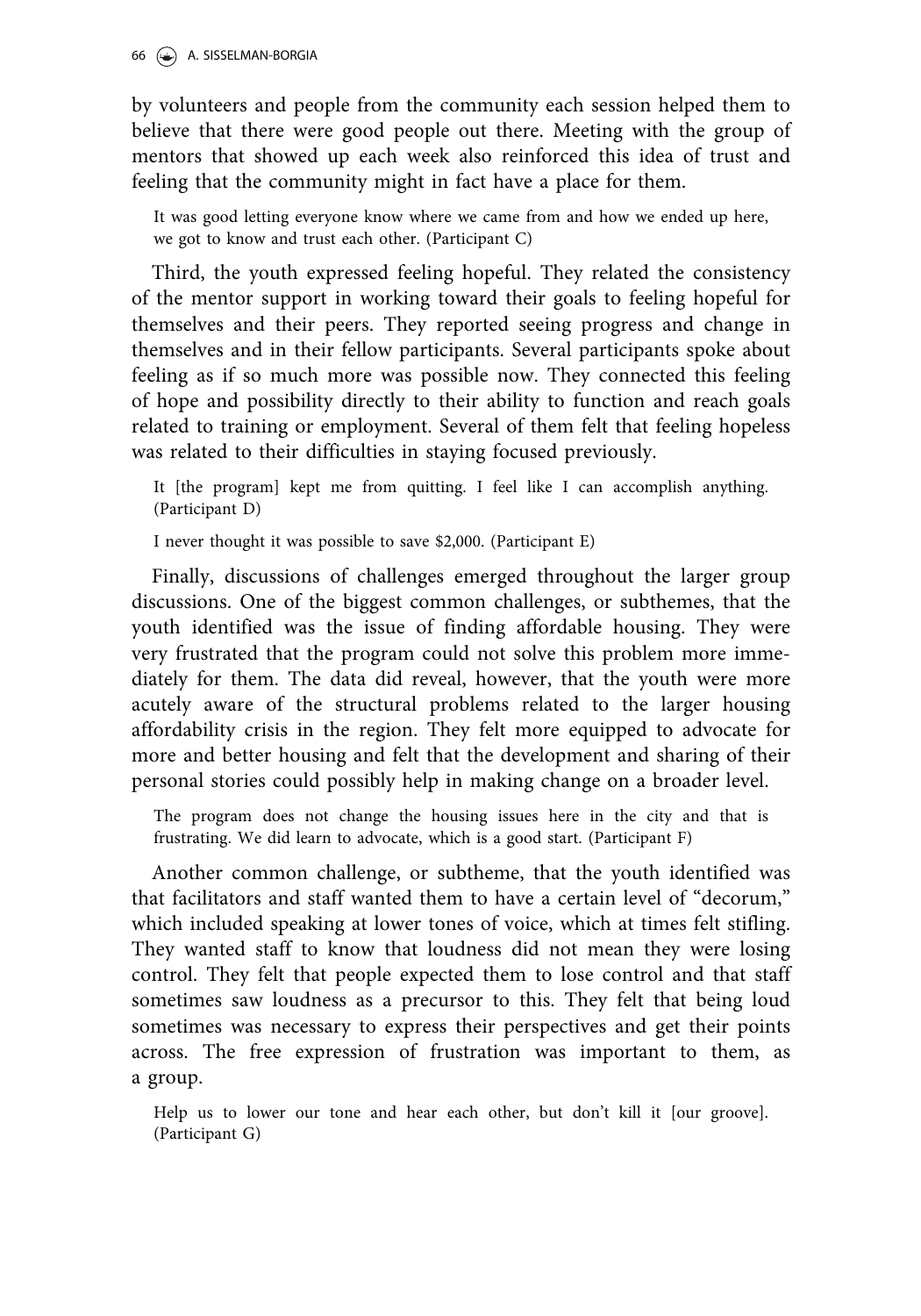by volunteers and people from the community each session helped them to believe that there were good people out there. Meeting with the group of mentors that showed up each week also reinforced this idea of trust and feeling that the community might in fact have a place for them.

> It was good letting everyone know where we came from and how we ended up here, we got to know and trust each other. (Participant C)

Third, the youth expressed feeling hopeful. They related the consistency of the mentor support in working toward their goals to feeling hopeful for themselves and their peers. They reported seeing progress and change in themselves and in their fellow participants. Several participants spoke about feeling as if so much more was possible now. They connected this feeling of hope and possibility directly to their ability to function and reach goals related to training or employment. Several of them felt that feeling hopeless was related to their difficulties in staying focused previously.

> It [the program] kept me from quitting. I feel like I can accomplish anything. (Participant D)

> I never thought it was possible to save $2,000. (Participant E)

Finally, discussions of challenges emerged throughout the larger group discussions. One of the biggest common challenges, or subthemes, that the youth identified was the issue of finding affordable housing. They were very frustrated that the program could not solve this problem more immediately for them. The data did reveal, however, that the youth were more acutely aware of the structural problems related to the larger housing affordability crisis in the region. They felt more equipped to advocate for more and better housing and felt that the development and sharing of their personal stories could possibly help in making change on a broader level.

> The program does not change the housing issues here in the city and that is frustrating. We did learn to advocate, which is a good start. (Participant F)

Another common challenge, or subtheme, that the youth identified was that facilitators and staff wanted them to have a certain level of "decorum," which included speaking at lower tones of voice, which at times felt stifling. They wanted staff to know that loudness did not mean they were losing control. They felt that people expected them to lose control and that staff sometimes saw loudness as a precursor to this. They felt that being loud sometimes was necessary to express their perspectives and get their points across. The free expression of frustration was important to them, as a group.

> Help us to lower our tone and hear each other, but don't kill it [our groove]. (Participant G)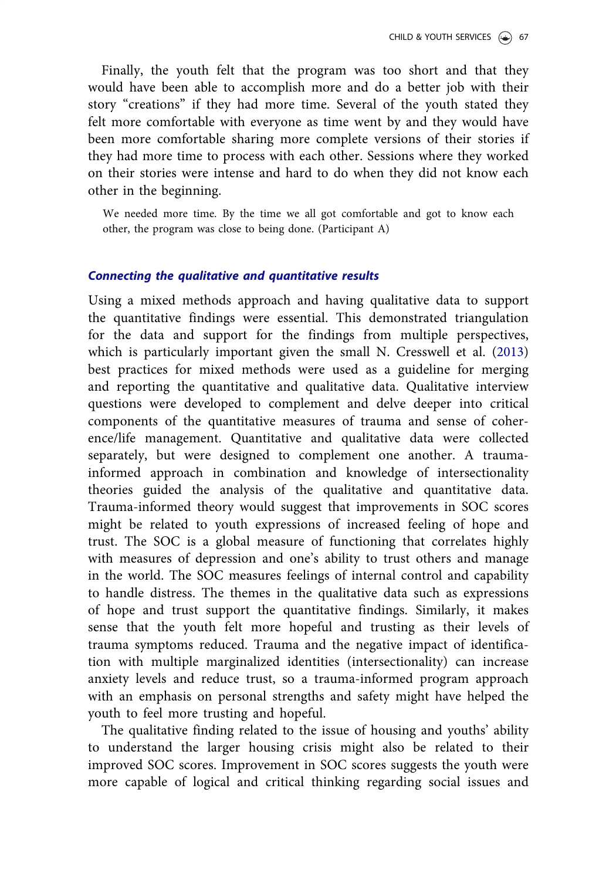Finally, the youth felt that the program was too short and that they would have been able to accomplish more and do a better job with their story "creations" if they had more time. Several of the youth stated they felt more comfortable with everyone as time went by and they would have been more comfortable sharing more complete versions of their stories if they had more time to process with each other. Sessions where they worked on their stories were intense and hard to do when they did not know each other in the beginning.

> We needed more time. By the time we all got comfortable and got to know each other, the program was close to being done. (Participant A)

### *Connecting the qualitative and quantitative results*

Using a mixed methods approach and having qualitative data to support the quantitative findings were essential. This demonstrated triangulation for the data and support for the findings from multiple perspectives, which is particularly important given the small N. Cresswell et al. (2013) best practices for mixed methods were used as a guideline for merging and reporting the quantitative and qualitative data. Qualitative interview questions were developed to complement and delve deeper into critical components of the quantitative measures of trauma and sense of coherence/life management. Quantitative and qualitative data were collected separately, but were designed to complement one another. A trauma-informed approach in combination and knowledge of intersectionality theories guided the analysis of the qualitative and quantitative data. Trauma-informed theory would suggest that improvements in SOC scores might be related to youth expressions of increased feeling of hope and trust. The SOC is a global measure of functioning that correlates highly with measures of depression and one's ability to trust others and manage in the world. The SOC measures feelings of internal control and capability to handle distress. The themes in the qualitative data such as expressions of hope and trust support the quantitative findings. Similarly, it makes sense that the youth felt more hopeful and trusting as their levels of trauma symptoms reduced. Trauma and the negative impact of identification with multiple marginalized identities (intersectionality) can increase anxiety levels and reduce trust, so a trauma-informed program approach with an emphasis on personal strengths and safety might have helped the youth to feel more trusting and hopeful.

The qualitative finding related to the issue of housing and youths' ability to understand the larger housing crisis might also be related to their improved SOC scores. Improvement in SOC scores suggests the youth were more capable of logical and critical thinking regarding social issues and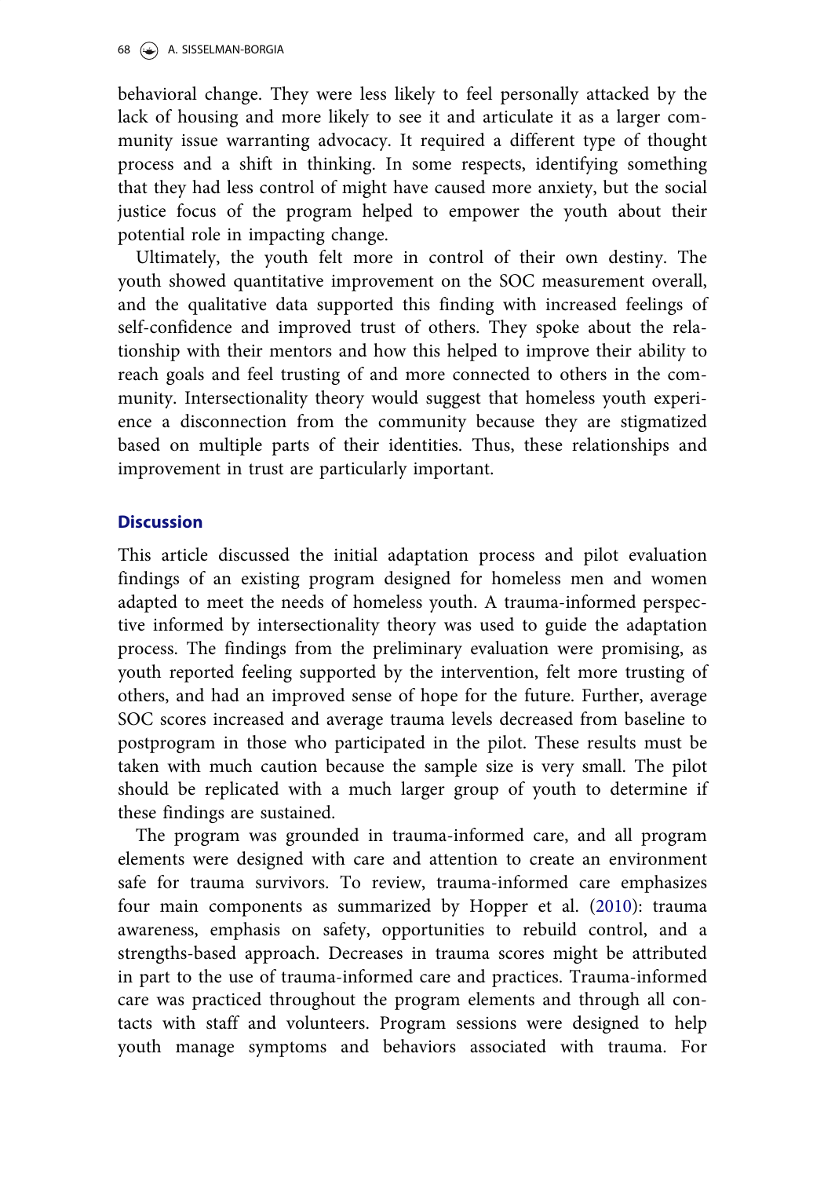behavioral change. They were less likely to feel personally attacked by the lack of housing and more likely to see it and articulate it as a larger community issue warranting advocacy. It required a different type of thought process and a shift in thinking. In some respects, identifying something that they had less control of might have caused more anxiety, but the social justice focus of the program helped to empower the youth about their potential role in impacting change.

Ultimately, the youth felt more in control of their own destiny. The youth showed quantitative improvement on the SOC measurement overall, and the qualitative data supported this finding with increased feelings of self-confidence and improved trust of others. They spoke about the relationship with their mentors and how this helped to improve their ability to reach goals and feel trusting of and more connected to others in the community. Intersectionality theory would suggest that homeless youth experience a disconnection from the community because they are stigmatized based on multiple parts of their identities. Thus, these relationships and improvement in trust are particularly important.

## Discussion

This article discussed the initial adaptation process and pilot evaluation findings of an existing program designed for homeless men and women adapted to meet the needs of homeless youth. A trauma-informed perspective informed by intersectionality theory was used to guide the adaptation process. The findings from the preliminary evaluation were promising, as youth reported feeling supported by the intervention, felt more trusting of others, and had an improved sense of hope for the future. Further, average SOC scores increased and average trauma levels decreased from baseline to postprogram in those who participated in the pilot. These results must be taken with much caution because the sample size is very small. The pilot should be replicated with a much larger group of youth to determine if these findings are sustained.

The program was grounded in trauma-informed care, and all program elements were designed with care and attention to create an environment safe for trauma survivors. To review, trauma-informed care emphasizes four main components as summarized by Hopper et al. (2010): trauma awareness, emphasis on safety, opportunities to rebuild control, and a strengths-based approach. Decreases in trauma scores might be attributed in part to the use of trauma-informed care and practices. Trauma-informed care was practiced throughout the program elements and through all contacts with staff and volunteers. Program sessions were designed to help youth manage symptoms and behaviors associated with trauma. For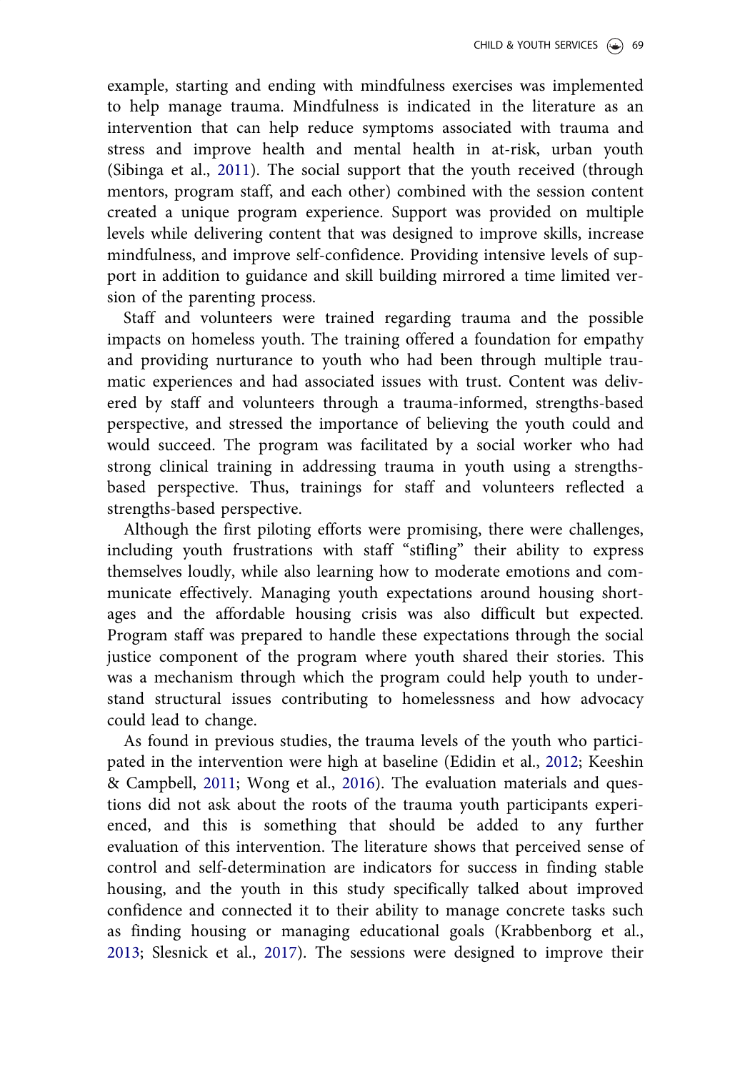example, starting and ending with mindfulness exercises was implemented to help manage trauma. Mindfulness is indicated in the literature as an intervention that can help reduce symptoms associated with trauma and stress and improve health and mental health in at-risk, urban youth (Sibinga et al., 2011). The social support that the youth received (through mentors, program staff, and each other) combined with the session content created a unique program experience. Support was provided on multiple levels while delivering content that was designed to improve skills, increase mindfulness, and improve self-confidence. Providing intensive levels of support in addition to guidance and skill building mirrored a time limited version of the parenting process.

Staff and volunteers were trained regarding trauma and the possible impacts on homeless youth. The training offered a foundation for empathy and providing nurturance to youth who had been through multiple traumatic experiences and had associated issues with trust. Content was delivered by staff and volunteers through a trauma-informed, strengths-based perspective, and stressed the importance of believing the youth could and would succeed. The program was facilitated by a social worker who had strong clinical training in addressing trauma in youth using a strengths-based perspective. Thus, trainings for staff and volunteers reflected a strengths-based perspective.

Although the first piloting efforts were promising, there were challenges, including youth frustrations with staff "stifling" their ability to express themselves loudly, while also learning how to moderate emotions and communicate effectively. Managing youth expectations around housing shortages and the affordable housing crisis was also difficult but expected. Program staff was prepared to handle these expectations through the social justice component of the program where youth shared their stories. This was a mechanism through which the program could help youth to understand structural issues contributing to homelessness and how advocacy could lead to change.

As found in previous studies, the trauma levels of the youth who participated in the intervention were high at baseline (Edidin et al., 2012; Keeshin & Campbell, 2011; Wong et al., 2016). The evaluation materials and questions did not ask about the roots of the trauma youth participants experienced, and this is something that should be added to any further evaluation of this intervention. The literature shows that perceived sense of control and self-determination are indicators for success in finding stable housing, and the youth in this study specifically talked about improved confidence and connected it to their ability to manage concrete tasks such as finding housing or managing educational goals (Krabbenborg et al., 2013; Slesnick et al., 2017). The sessions were designed to improve their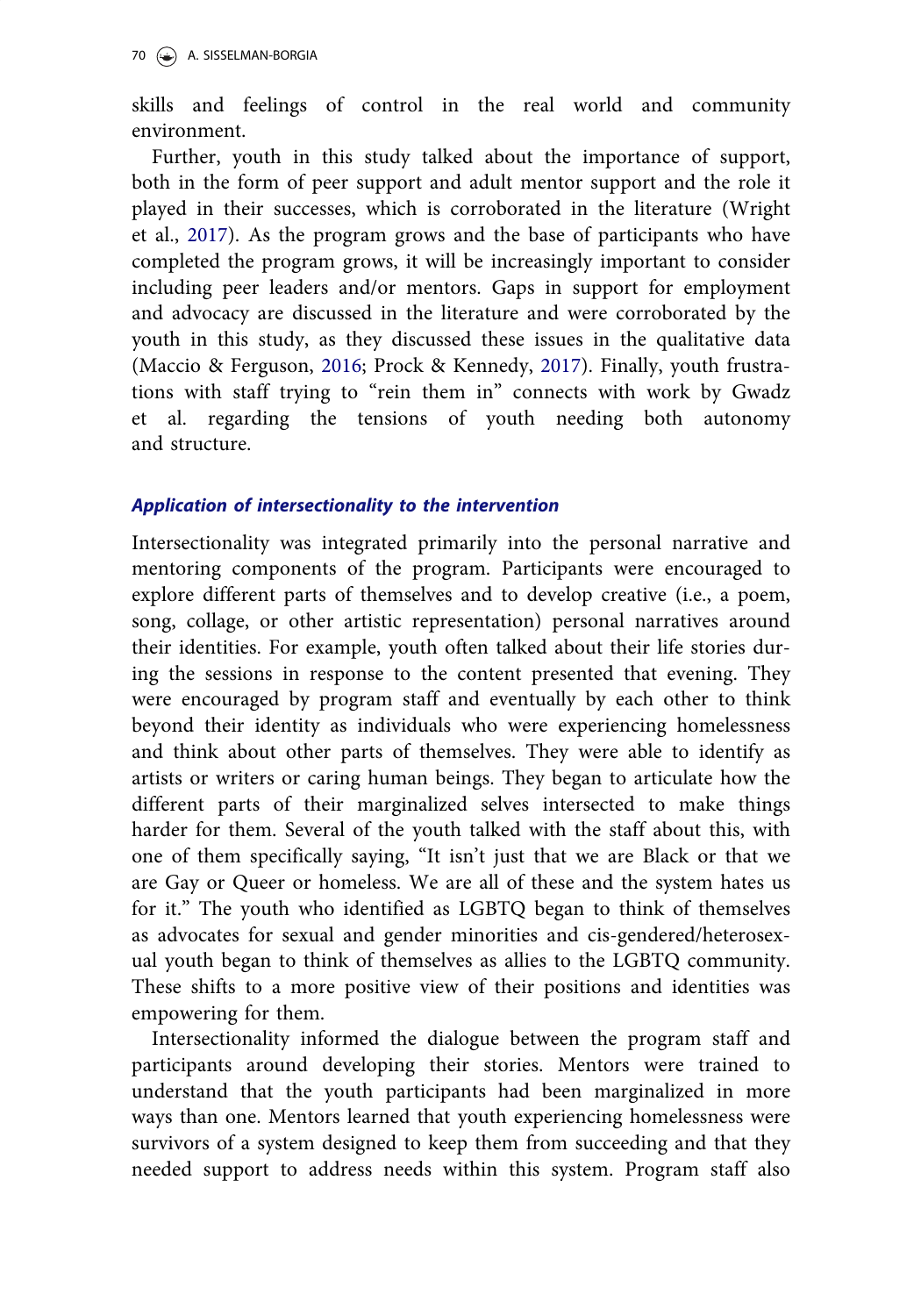skills and feelings of control in the real world and community environment.

Further, youth in this study talked about the importance of support, both in the form of peer support and adult mentor support and the role it played in their successes, which is corroborated in the literature (Wright et al., 2017). As the program grows and the base of participants who have completed the program grows, it will be increasingly important to consider including peer leaders and/or mentors. Gaps in support for employment and advocacy are discussed in the literature and were corroborated by the youth in this study, as they discussed these issues in the qualitative data (Maccio & Ferguson, 2016; Prock & Kennedy, 2017). Finally, youth frustrations with staff trying to "rein them in" connects with work by Gwadz et al. regarding the tensions of youth needing both autonomy and structure.

### *Application of intersectionality to the intervention*

Intersectionality was integrated primarily into the personal narrative and mentoring components of the program. Participants were encouraged to explore different parts of themselves and to develop creative (i.e., a poem, song, collage, or other artistic representation) personal narratives around their identities. For example, youth often talked about their life stories during the sessions in response to the content presented that evening. They were encouraged by program staff and eventually by each other to think beyond their identity as individuals who were experiencing homelessness and think about other parts of themselves. They were able to identify as artists or writers or caring human beings. They began to articulate how the different parts of their marginalized selves intersected to make things harder for them. Several of the youth talked with the staff about this, with one of them specifically saying, "It isn't just that we are Black or that we are Gay or Queer or homeless. We are all of these and the system hates us for it." The youth who identified as LGBTQ began to think of themselves as advocates for sexual and gender minorities and cis-gendered/heterosexual youth began to think of themselves as allies to the LGBTQ community. These shifts to a more positive view of their positions and identities was empowering for them.

Intersectionality informed the dialogue between the program staff and participants around developing their stories. Mentors were trained to understand that the youth participants had been marginalized in more ways than one. Mentors learned that youth experiencing homelessness were survivors of a system designed to keep them from succeeding and that they needed support to address needs within this system. Program staff also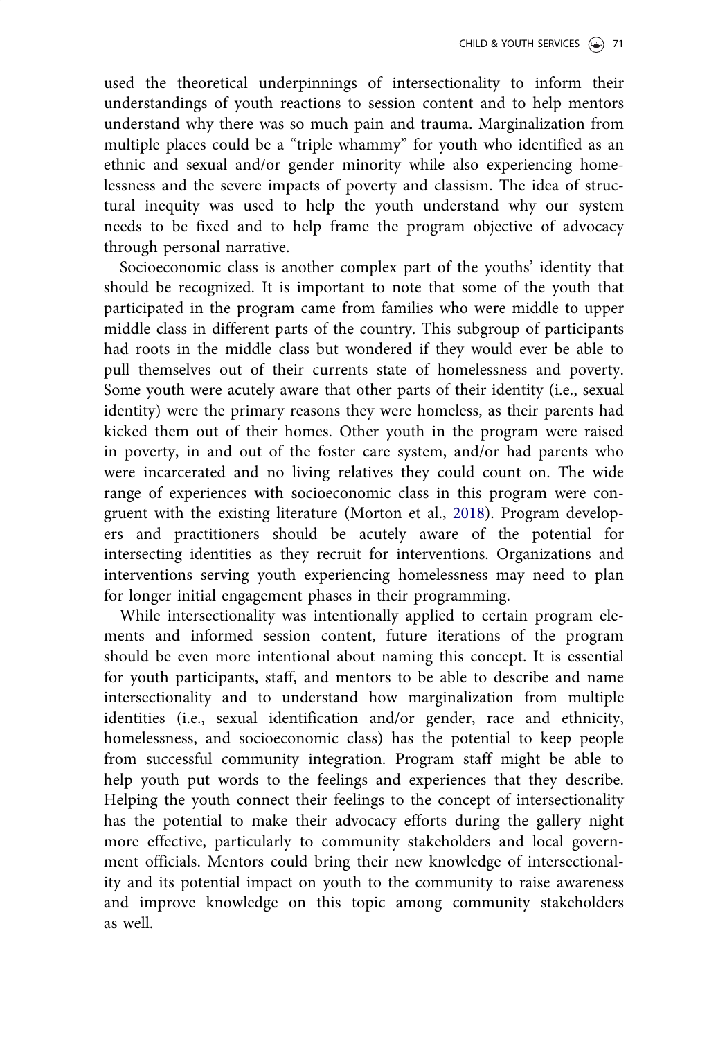used the theoretical underpinnings of intersectionality to inform their understandings of youth reactions to session content and to help mentors understand why there was so much pain and trauma. Marginalization from multiple places could be a "triple whammy" for youth who identified as an ethnic and sexual and/or gender minority while also experiencing homelessness and the severe impacts of poverty and classism. The idea of structural inequity was used to help the youth understand why our system needs to be fixed and to help frame the program objective of advocacy through personal narrative.

Socioeconomic class is another complex part of the youths' identity that should be recognized. It is important to note that some of the youth that participated in the program came from families who were middle to upper middle class in different parts of the country. This subgroup of participants had roots in the middle class but wondered if they would ever be able to pull themselves out of their currents state of homelessness and poverty. Some youth were acutely aware that other parts of their identity (i.e., sexual identity) were the primary reasons they were homeless, as their parents had kicked them out of their homes. Other youth in the program were raised in poverty, in and out of the foster care system, and/or had parents who were incarcerated and no living relatives they could count on. The wide range of experiences with socioeconomic class in this program were congruent with the existing literature (Morton et al., 2018). Program developers and practitioners should be acutely aware of the potential for intersecting identities as they recruit for interventions. Organizations and interventions serving youth experiencing homelessness may need to plan for longer initial engagement phases in their programming.

While intersectionality was intentionally applied to certain program elements and informed session content, future iterations of the program should be even more intentional about naming this concept. It is essential for youth participants, staff, and mentors to be able to describe and name intersectionality and to understand how marginalization from multiple identities (i.e., sexual identification and/or gender, race and ethnicity, homelessness, and socioeconomic class) has the potential to keep people from successful community integration. Program staff might be able to help youth put words to the feelings and experiences that they describe. Helping the youth connect their feelings to the concept of intersectionality has the potential to make their advocacy efforts during the gallery night more effective, particularly to community stakeholders and local government officials. Mentors could bring their new knowledge of intersectionality and its potential impact on youth to the community to raise awareness and improve knowledge on this topic among community stakeholders as well.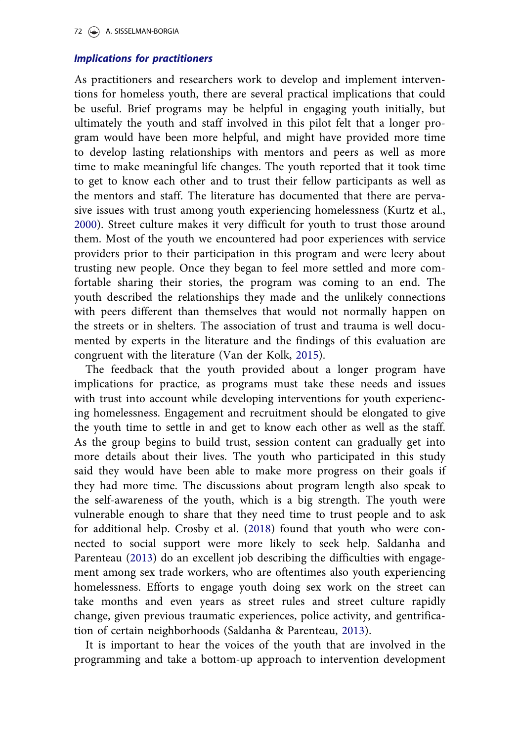### *Implications for practitioners*

As practitioners and researchers work to develop and implement interventions for homeless youth, there are several practical implications that could be useful. Brief programs may be helpful in engaging youth initially, but ultimately the youth and staff involved in this pilot felt that a longer program would have been more helpful, and might have provided more time to develop lasting relationships with mentors and peers as well as more time to make meaningful life changes. The youth reported that it took time to get to know each other and to trust their fellow participants as well as the mentors and staff. The literature has documented that there are pervasive issues with trust among youth experiencing homelessness (Kurtz et al., 2000). Street culture makes it very difficult for youth to trust those around them. Most of the youth we encountered had poor experiences with service providers prior to their participation in this program and were leery about trusting new people. Once they began to feel more settled and more comfortable sharing their stories, the program was coming to an end. The youth described the relationships they made and the unlikely connections with peers different than themselves that would not normally happen on the streets or in shelters. The association of trust and trauma is well documented by experts in the literature and the findings of this evaluation are congruent with the literature (Van der Kolk, 2015).

The feedback that the youth provided about a longer program have implications for practice, as programs must take these needs and issues with trust into account while developing interventions for youth experiencing homelessness. Engagement and recruitment should be elongated to give the youth time to settle in and get to know each other as well as the staff. As the group begins to build trust, session content can gradually get into more details about their lives. The youth who participated in this study said they would have been able to make more progress on their goals if they had more time. The discussions about program length also speak to the self-awareness of the youth, which is a big strength. The youth were vulnerable enough to share that they need time to trust people and to ask for additional help. Crosby et al. (2018) found that youth who were connected to social support were more likely to seek help. Saldanha and Parenteau (2013) do an excellent job describing the difficulties with engagement among sex trade workers, who are oftentimes also youth experiencing homelessness. Efforts to engage youth doing sex work on the street can take months and even years as street rules and street culture rapidly change, given previous traumatic experiences, police activity, and gentrification of certain neighborhoods (Saldanha & Parenteau, 2013).

It is important to hear the voices of the youth that are involved in the programming and take a bottom-up approach to intervention development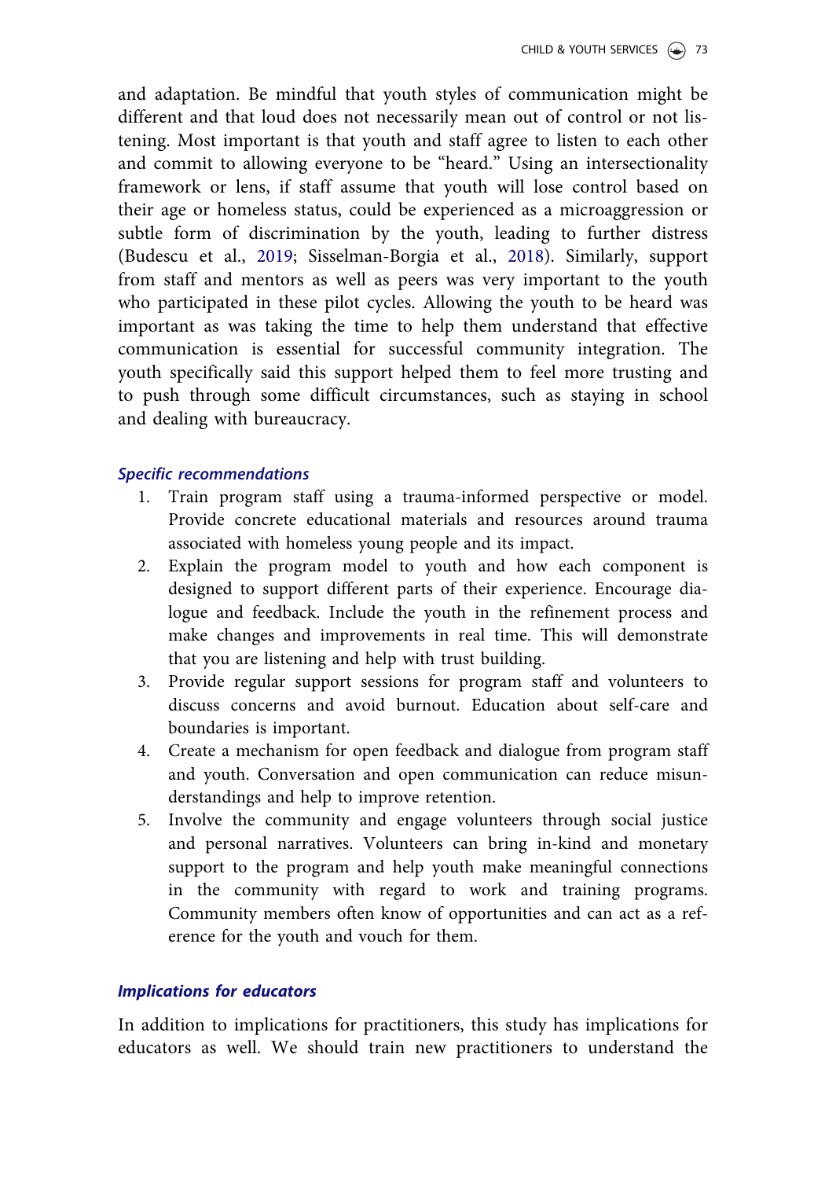and adaptation. Be mindful that youth styles of communication might be different and that loud does not necessarily mean out of control or not listening. Most important is that youth and staff agree to listen to each other and commit to allowing everyone to be "heard." Using an intersectionality framework or lens, if staff assume that youth will lose control based on their age or homeless status, could be experienced as a microaggression or subtle form of discrimination by the youth, leading to further distress (Budescu et al., 2019; Sisselman-Borgia et al., 2018). Similarly, support from staff and mentors as well as peers was very important to the youth who participated in these pilot cycles. Allowing the youth to be heard was important as was taking the time to help them understand that effective communication is essential for successful community integration. The youth specifically said this support helped them to feel more trusting and to push through some difficult circumstances, such as staying in school and dealing with bureaucracy.

### *Specific recommendations*

1. Train program staff using a trauma-informed perspective or model. Provide concrete educational materials and resources around trauma associated with homeless young people and its impact.
2. Explain the program model to youth and how each component is designed to support different parts of their experience. Encourage dialogue and feedback. Include the youth in the refinement process and make changes and improvements in real time. This will demonstrate that you are listening and help with trust building.
3. Provide regular support sessions for program staff and volunteers to discuss concerns and avoid burnout. Education about self-care and boundaries is important.
4. Create a mechanism for open feedback and dialogue from program staff and youth. Conversation and open communication can reduce misunderstandings and help to improve retention.
5. Involve the community and engage volunteers through social justice and personal narratives. Volunteers can bring in-kind and monetary support to the program and help youth make meaningful connections in the community with regard to work and training programs. Community members often know of opportunities and can act as a reference for the youth and vouch for them.

### *Implications for educators*

In addition to implications for practitioners, this study has implications for educators as well. We should train new practitioners to understand the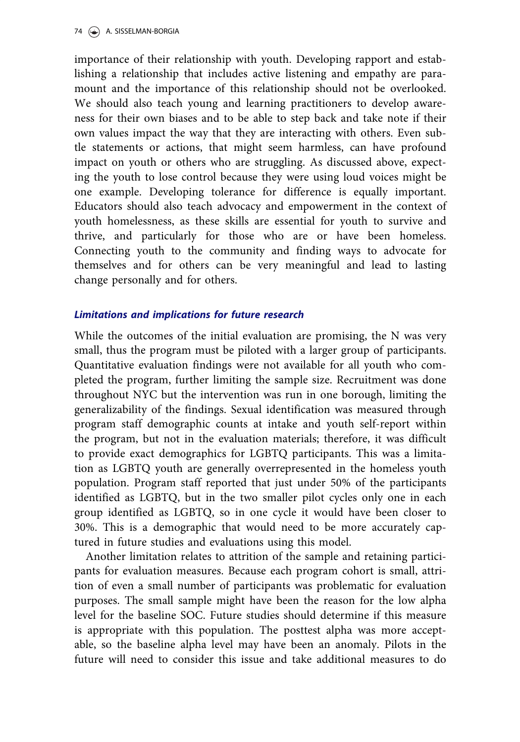importance of their relationship with youth. Developing rapport and establishing a relationship that includes active listening and empathy are paramount and the importance of this relationship should not be overlooked. We should also teach young and learning practitioners to develop awareness for their own biases and to be able to step back and take note if their own values impact the way that they are interacting with others. Even subtle statements or actions, that might seem harmless, can have profound impact on youth or others who are struggling. As discussed above, expecting the youth to lose control because they were using loud voices might be one example. Developing tolerance for difference is equally important. Educators should also teach advocacy and empowerment in the context of youth homelessness, as these skills are essential for youth to survive and thrive, and particularly for those who are or have been homeless. Connecting youth to the community and finding ways to advocate for themselves and for others can be very meaningful and lead to lasting change personally and for others.

### *Limitations and implications for future research*

While the outcomes of the initial evaluation are promising, the N was very small, thus the program must be piloted with a larger group of participants. Quantitative evaluation findings were not available for all youth who completed the program, further limiting the sample size. Recruitment was done throughout NYC but the intervention was run in one borough, limiting the generalizability of the findings. Sexual identification was measured through program staff demographic counts at intake and youth self-report within the program, but not in the evaluation materials; therefore, it was difficult to provide exact demographics for LGBTQ participants. This was a limitation as LGBTQ youth are generally overrepresented in the homeless youth population. Program staff reported that just under 50% of the participants identified as LGBTQ, but in the two smaller pilot cycles only one in each group identified as LGBTQ, so in one cycle it would have been closer to 30%. This is a demographic that would need to be more accurately captured in future studies and evaluations using this model.

Another limitation relates to attrition of the sample and retaining participants for evaluation measures. Because each program cohort is small, attrition of even a small number of participants was problematic for evaluation purposes. The small sample might have been the reason for the low alpha level for the baseline SOC. Future studies should determine if this measure is appropriate with this population. The posttest alpha was more acceptable, so the baseline alpha level may have been an anomaly. Pilots in the future will need to consider this issue and take additional measures to do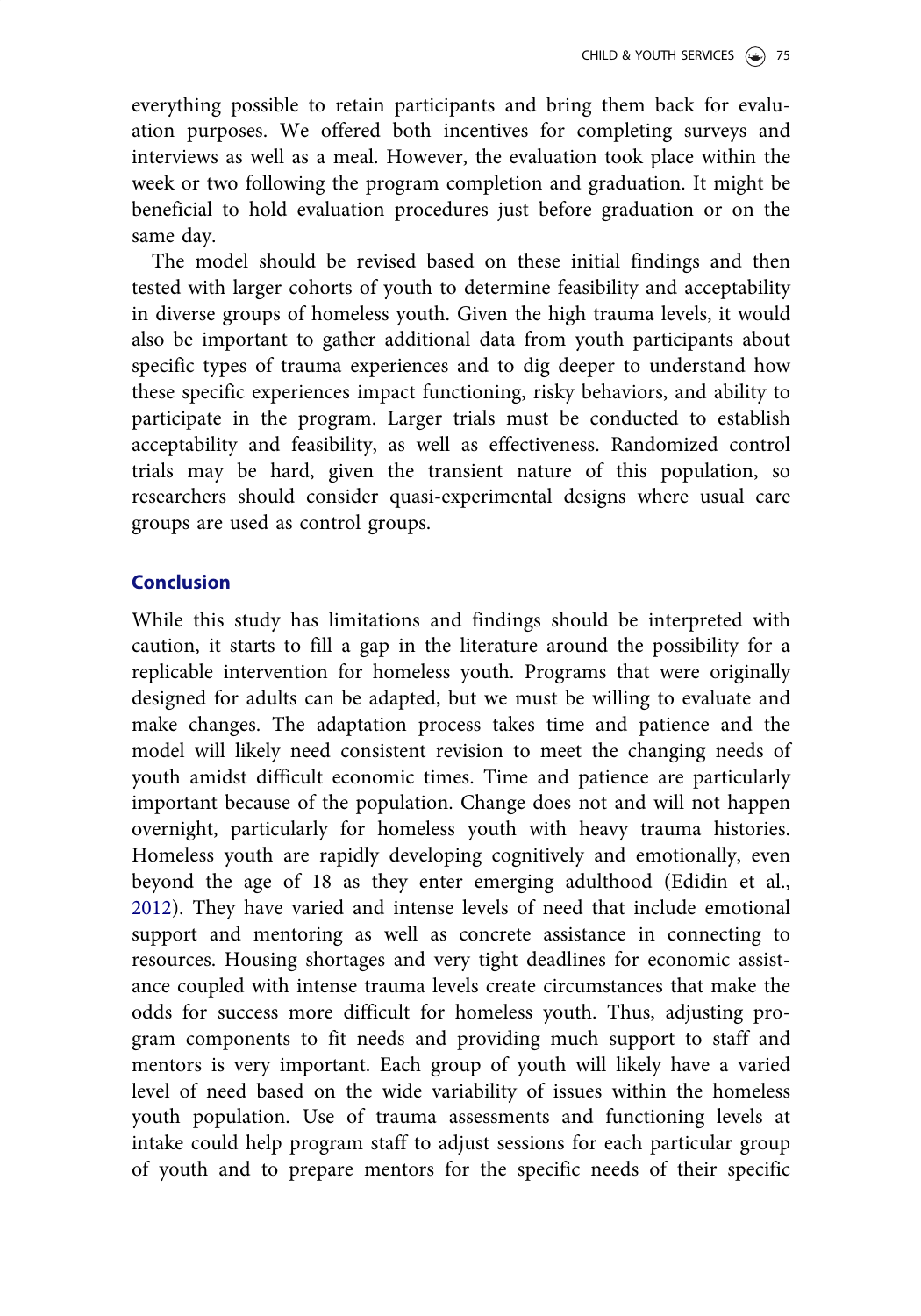everything possible to retain participants and bring them back for evaluation purposes. We offered both incentives for completing surveys and interviews as well as a meal. However, the evaluation took place within the week or two following the program completion and graduation. It might be beneficial to hold evaluation procedures just before graduation or on the same day.

The model should be revised based on these initial findings and then tested with larger cohorts of youth to determine feasibility and acceptability in diverse groups of homeless youth. Given the high trauma levels, it would also be important to gather additional data from youth participants about specific types of trauma experiences and to dig deeper to understand how these specific experiences impact functioning, risky behaviors, and ability to participate in the program. Larger trials must be conducted to establish acceptability and feasibility, as well as effectiveness. Randomized control trials may be hard, given the transient nature of this population, so researchers should consider quasi-experimental designs where usual care groups are used as control groups.

## Conclusion

While this study has limitations and findings should be interpreted with caution, it starts to fill a gap in the literature around the possibility for a replicable intervention for homeless youth. Programs that were originally designed for adults can be adapted, but we must be willing to evaluate and make changes. The adaptation process takes time and patience and the model will likely need consistent revision to meet the changing needs of youth amidst difficult economic times. Time and patience are particularly important because of the population. Change does not and will not happen overnight, particularly for homeless youth with heavy trauma histories. Homeless youth are rapidly developing cognitively and emotionally, even beyond the age of 18 as they enter emerging adulthood (Edidin et al., 2012). They have varied and intense levels of need that include emotional support and mentoring as well as concrete assistance in connecting to resources. Housing shortages and very tight deadlines for economic assistance coupled with intense trauma levels create circumstances that make the odds for success more difficult for homeless youth. Thus, adjusting program components to fit needs and providing much support to staff and mentors is very important. Each group of youth will likely have a varied level of need based on the wide variability of issues within the homeless youth population. Use of trauma assessments and functioning levels at intake could help program staff to adjust sessions for each particular group of youth and to prepare mentors for the specific needs of their specific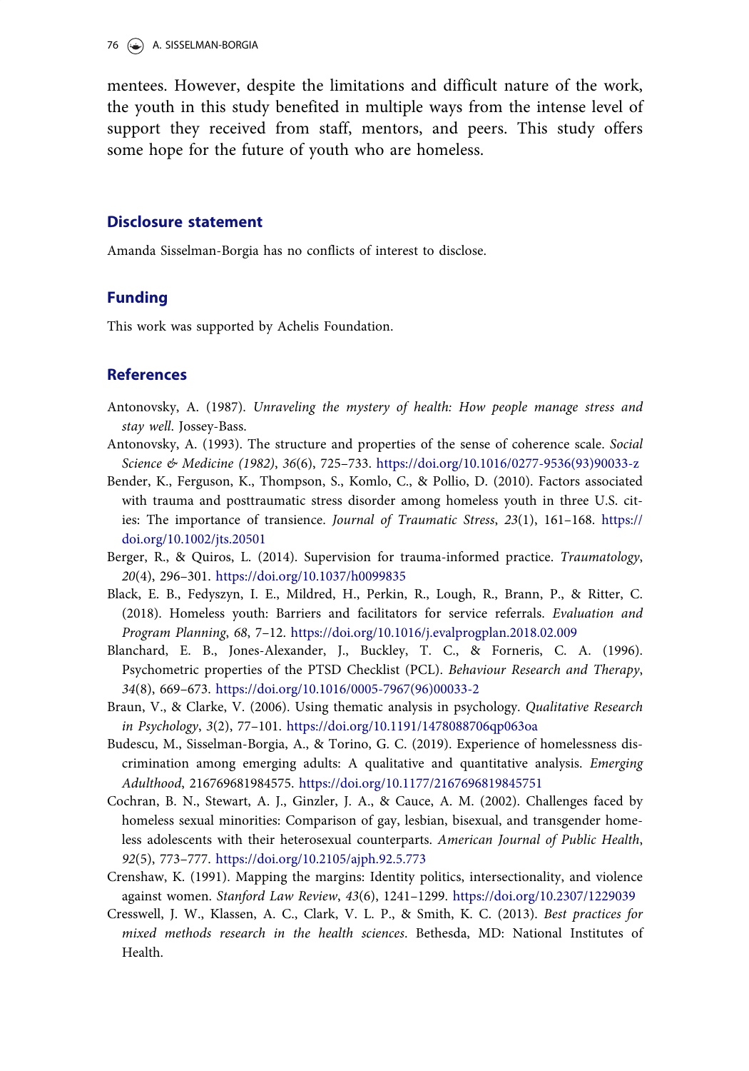mentees. However, despite the limitations and difficult nature of the work, the youth in this study benefited in multiple ways from the intense level of support they received from staff, mentors, and peers. This study offers some hope for the future of youth who are homeless.

## Disclosure statement

Amanda Sisselman-Borgia has no conflicts of interest to disclose.

## Funding

This work was supported by Achelis Foundation.

## References

Antonovsky, A. (1987). *Unraveling the mystery of health: How people manage stress and stay well*. Jossey-Bass.

Antonovsky, A. (1993). The structure and properties of the sense of coherence scale. *Social Science & Medicine (1982)*, *36*(6), 725–733. https://doi.org/10.1016/0277-9536(93)90033-z

Bender, K., Ferguson, K., Thompson, S., Komlo, C., & Pollio, D. (2010). Factors associated with trauma and posttraumatic stress disorder among homeless youth in three U.S. cities: The importance of transience. *Journal of Traumatic Stress*, *23*(1), 161–168. https://doi.org/10.1002/jts.20501

Berger, R., & Quiros, L. (2014). Supervision for trauma-informed practice. *Traumatology*, *20*(4), 296–301. https://doi.org/10.1037/h0099835

Black, E. B., Fedyszyn, I. E., Mildred, H., Perkin, R., Lough, R., Brann, P., & Ritter, C. (2018). Homeless youth: Barriers and facilitators for service referrals. *Evaluation and Program Planning*, *68*, 7–12. https://doi.org/10.1016/j.evalprogplan.2018.02.009

Blanchard, E. B., Jones-Alexander, J., Buckley, T. C., & Forneris, C. A. (1996). Psychometric properties of the PTSD Checklist (PCL). *Behaviour Research and Therapy*, *34*(8), 669–673. https://doi.org/10.1016/0005-7967(96)00033-2

Braun, V., & Clarke, V. (2006). Using thematic analysis in psychology. *Qualitative Research in Psychology*, *3*(2), 77–101. https://doi.org/10.1191/1478088706qp063oa

Budescu, M., Sisselman-Borgia, A., & Torino, G. C. (2019). Experience of homelessness discrimination among emerging adults: A qualitative and quantitative analysis. *Emerging Adulthood*, 216769681984575. https://doi.org/10.1177/2167696819845751

Cochran, B. N., Stewart, A. J., Ginzler, J. A., & Cauce, A. M. (2002). Challenges faced by homeless sexual minorities: Comparison of gay, lesbian, bisexual, and transgender homeless adolescents with their heterosexual counterparts. *American Journal of Public Health*, *92*(5), 773–777. https://doi.org/10.2105/ajph.92.5.773

Crenshaw, K. (1991). Mapping the margins: Identity politics, intersectionality, and violence against women. *Stanford Law Review*, *43*(6), 1241–1299. https://doi.org/10.2307/1229039

Cresswell, J. W., Klassen, A. C., Clark, V. L. P., & Smith, K. C. (2013). *Best practices for mixed methods research in the health sciences*. Bethesda, MD: National Institutes of Health.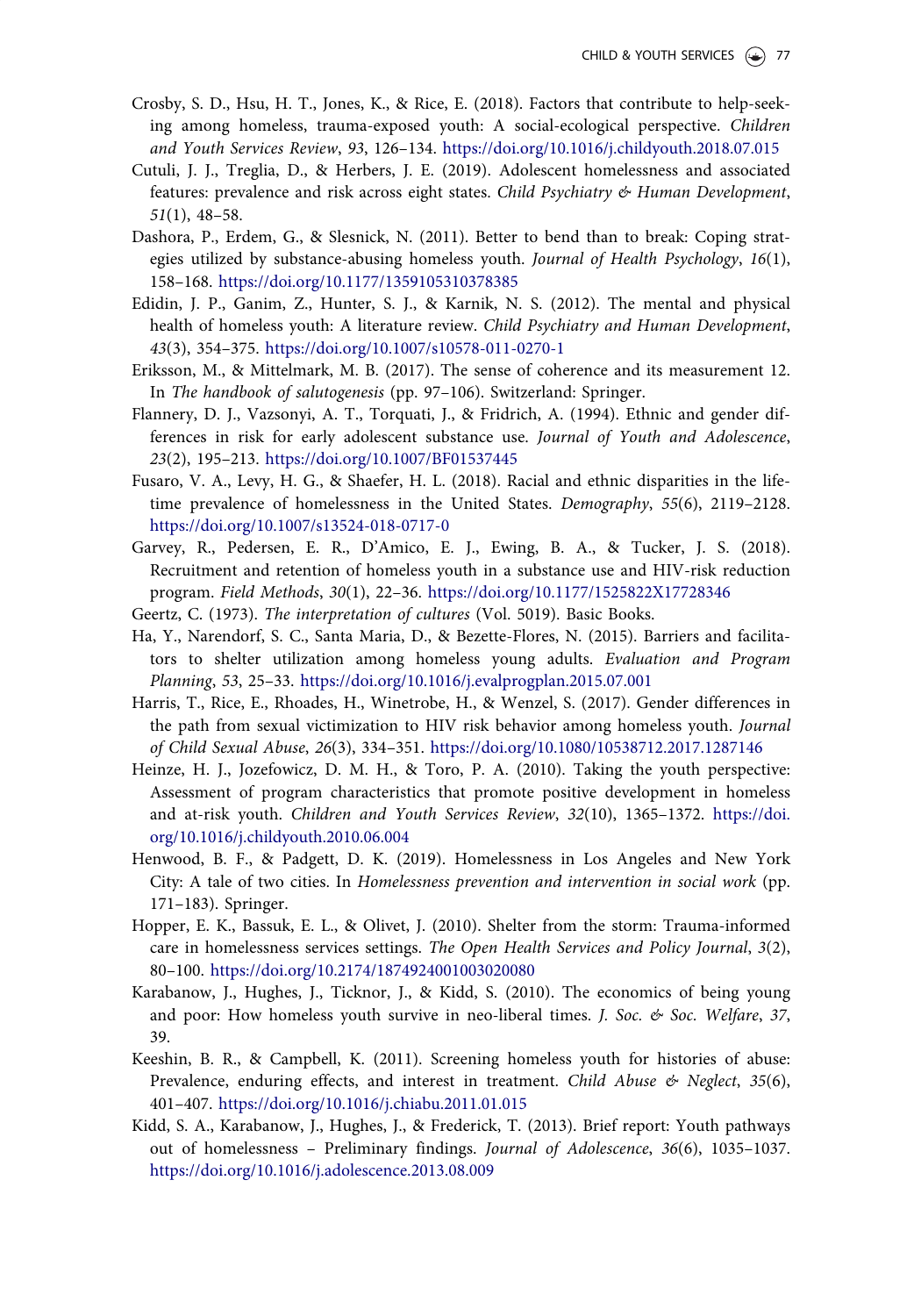Crosby, S. D., Hsu, H. T., Jones, K., & Rice, E. (2018). Factors that contribute to help-seeking among homeless, trauma-exposed youth: A social-ecological perspective. *Children and Youth Services Review*, *93*, 126–134. https://doi.org/10.1016/j.childyouth.2018.07.015

Cutuli, J. J., Treglia, D., & Herbers, J. E. (2019). Adolescent homelessness and associated features: prevalence and risk across eight states. *Child Psychiatry & Human Development*, *51*(1), 48–58.

Dashora, P., Erdem, G., & Slesnick, N. (2011). Better to bend than to break: Coping strategies utilized by substance-abusing homeless youth. *Journal of Health Psychology*, *16*(1), 158–168. https://doi.org/10.1177/1359105310378385

Edidin, J. P., Ganim, Z., Hunter, S. J., & Karnik, N. S. (2012). The mental and physical health of homeless youth: A literature review. *Child Psychiatry and Human Development*, *43*(3), 354–375. https://doi.org/10.1007/s10578-011-0270-1

Eriksson, M., & Mittelmark, M. B. (2017). The sense of coherence and its measurement 12. In *The handbook of salutogenesis* (pp. 97–106). Switzerland: Springer.

Flannery, D. J., Vazsonyi, A. T., Torquati, J., & Fridrich, A. (1994). Ethnic and gender differences in risk for early adolescent substance use. *Journal of Youth and Adolescence*, *23*(2), 195–213. https://doi.org/10.1007/BF01537445

Fusaro, V. A., Levy, H. G., & Shaefer, H. L. (2018). Racial and ethnic disparities in the lifetime prevalence of homelessness in the United States. *Demography*, *55*(6), 2119–2128. https://doi.org/10.1007/s13524-018-0717-0

Garvey, R., Pedersen, E. R., D'Amico, E. J., Ewing, B. A., & Tucker, J. S. (2018). Recruitment and retention of homeless youth in a substance use and HIV-risk reduction program. *Field Methods*, *30*(1), 22–36. https://doi.org/10.1177/1525822X17728346

Geertz, C. (1973). *The interpretation of cultures* (Vol. 5019). Basic Books.

Ha, Y., Narendorf, S. C., Santa Maria, D., & Bezette-Flores, N. (2015). Barriers and facilitators to shelter utilization among homeless young adults. *Evaluation and Program Planning*, *53*, 25–33. https://doi.org/10.1016/j.evalprogplan.2015.07.001

Harris, T., Rice, E., Rhoades, H., Winetrobe, H., & Wenzel, S. (2017). Gender differences in the path from sexual victimization to HIV risk behavior among homeless youth. *Journal of Child Sexual Abuse*, *26*(3), 334–351. https://doi.org/10.1080/10538712.2017.1287146

Heinze, H. J., Jozefowicz, D. M. H., & Toro, P. A. (2010). Taking the youth perspective: Assessment of program characteristics that promote positive development in homeless and at-risk youth. *Children and Youth Services Review*, *32*(10), 1365–1372. https://doi.org/10.1016/j.childyouth.2010.06.004

Henwood, B. F., & Padgett, D. K. (2019). Homelessness in Los Angeles and New York City: A tale of two cities. In *Homelessness prevention and intervention in social work* (pp. 171–183). Springer.

Hopper, E. K., Bassuk, E. L., & Olivet, J. (2010). Shelter from the storm: Trauma-informed care in homelessness services settings. *The Open Health Services and Policy Journal*, *3*(2), 80–100. https://doi.org/10.2174/1874924001003020080

Karabanow, J., Hughes, J., Ticknor, J., & Kidd, S. (2010). The economics of being young and poor: How homeless youth survive in neo-liberal times. *J. Soc. & Soc. Welfare*, *37*, 39.

Keeshin, B. R., & Campbell, K. (2011). Screening homeless youth for histories of abuse: Prevalence, enduring effects, and interest in treatment. *Child Abuse & Neglect*, *35*(6), 401–407. https://doi.org/10.1016/j.chiabu.2011.01.015

Kidd, S. A., Karabanow, J., Hughes, J., & Frederick, T. (2013). Brief report: Youth pathways out of homelessness – Preliminary findings. *Journal of Adolescence*, *36*(6), 1035–1037. https://doi.org/10.1016/j.adolescence.2013.08.009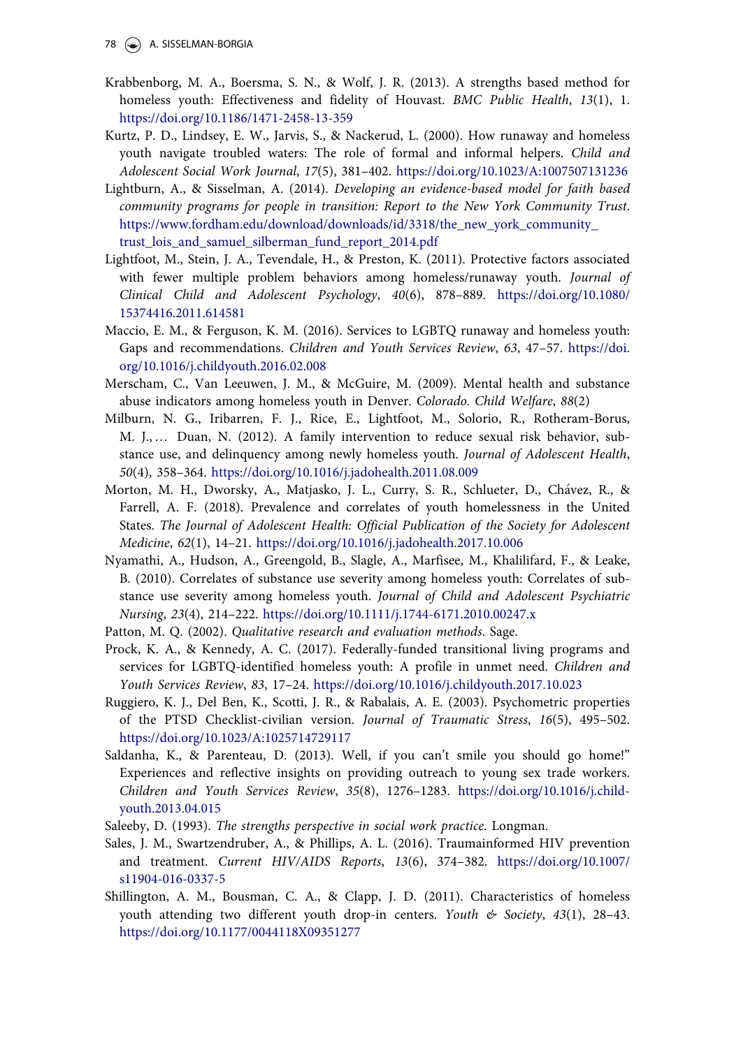Krabbenborg, M. A., Boersma, S. N., & Wolf, J. R. (2013). A strengths based method for homeless youth: Effectiveness and fidelity of Houvast. *BMC Public Health*, *13*(1), 1. https://doi.org/10.1186/1471-2458-13-359

Kurtz, P. D., Lindsey, E. W., Jarvis, S., & Nackerud, L. (2000). How runaway and homeless youth navigate troubled waters: The role of formal and informal helpers. *Child and Adolescent Social Work Journal*, *17*(5), 381–402. https://doi.org/10.1023/A:1007507131236

Lightburn, A., & Sisselman, A. (2014). *Developing an evidence-based model for faith based community programs for people in transition: Report to the New York Community Trust*. https://www.fordham.edu/download/downloads/id/3318/the_new_york_community_trust_lois_and_samuel_silberman_fund_report_2014.pdf

Lightfoot, M., Stein, J. A., Tevendale, H., & Preston, K. (2011). Protective factors associated with fewer multiple problem behaviors among homeless/runaway youth. *Journal of Clinical Child and Adolescent Psychology*, *40*(6), 878–889. https://doi.org/10.1080/15374416.2011.614581

Maccio, E. M., & Ferguson, K. M. (2016). Services to LGBTQ runaway and homeless youth: Gaps and recommendations. *Children and Youth Services Review*, *63*, 47–57. https://doi.org/10.1016/j.childyouth.2016.02.008

Merscham, C., Van Leeuwen, J. M., & McGuire, M. (2009). Mental health and substance abuse indicators among homeless youth in Denver. *Colorado. Child Welfare*, *88*(2)

Milburn, N. G., Iribarren, F. J., Rice, E., Lightfoot, M., Solorio, R., Rotheram-Borus, M. J., … Duan, N. (2012). A family intervention to reduce sexual risk behavior, substance use, and delinquency among newly homeless youth. *Journal of Adolescent Health*, *50*(4), 358–364. https://doi.org/10.1016/j.jadohealth.2011.08.009

Morton, M. H., Dworsky, A., Matjasko, J. L., Curry, S. R., Schlueter, D., Chávez, R., & Farrell, A. F. (2018). Prevalence and correlates of youth homelessness in the United States. *The Journal of Adolescent Health: Official Publication of the Society for Adolescent Medicine*, *62*(1), 14–21. https://doi.org/10.1016/j.jadohealth.2017.10.006

Nyamathi, A., Hudson, A., Greengold, B., Slagle, A., Marfisee, M., Khalilifard, F., & Leake, B. (2010). Correlates of substance use severity among homeless youth: Correlates of substance use severity among homeless youth. *Journal of Child and Adolescent Psychiatric Nursing*, *23*(4), 214–222. https://doi.org/10.1111/j.1744-6171.2010.00247.x

Patton, M. Q. (2002). *Qualitative research and evaluation methods*. Sage.

Prock, K. A., & Kennedy, A. C. (2017). Federally-funded transitional living programs and services for LGBTQ-identified homeless youth: A profile in unmet need. *Children and Youth Services Review*, *83*, 17–24. https://doi.org/10.1016/j.childyouth.2017.10.023

Ruggiero, K. J., Del Ben, K., Scotti, J. R., & Rabalais, A. E. (2003). Psychometric properties of the PTSD Checklist-civilian version. *Journal of Traumatic Stress*, *16*(5), 495–502. https://doi.org/10.1023/A:1025714729117

Saldanha, K., & Parenteau, D. (2013). Well, if you can't smile you should go home!" Experiences and reflective insights on providing outreach to young sex trade workers. *Children and Youth Services Review*, *35*(8), 1276–1283. https://doi.org/10.1016/j.childyouth.2013.04.015

Saleeby, D. (1993). *The strengths perspective in social work practice*. Longman.

Sales, J. M., Swartzendruber, A., & Phillips, A. L. (2016). Traumainformed HIV prevention and treatment. *Current HIV/AIDS Reports*, *13*(6), 374–382. https://doi.org/10.1007/s11904-016-0337-5

Shillington, A. M., Bousman, C. A., & Clapp, J. D. (2011). Characteristics of homeless youth attending two different youth drop-in centers. *Youth & Society*, *43*(1), 28–43. https://doi.org/10.1177/0044118X09351277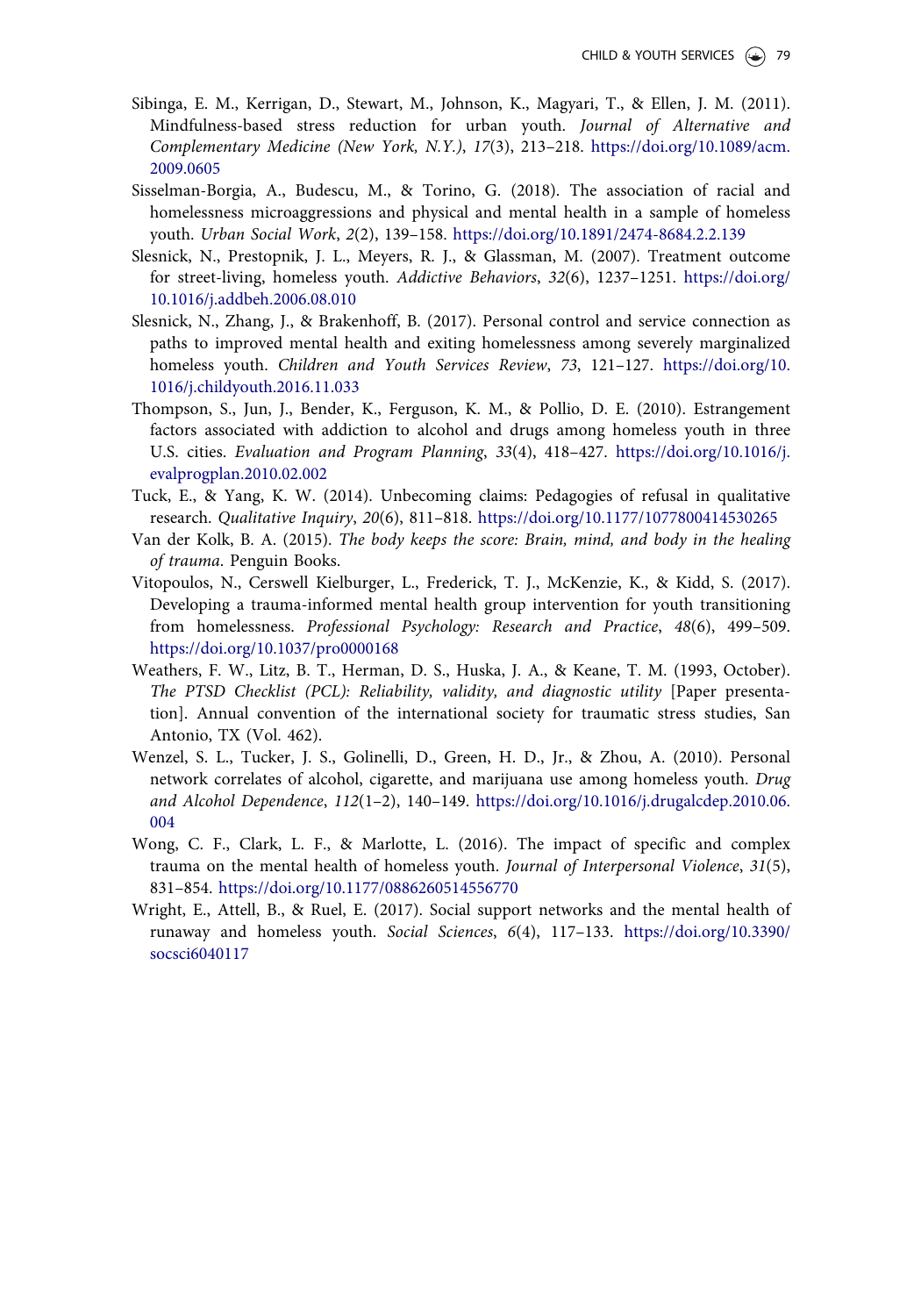Sibinga, E. M., Kerrigan, D., Stewart, M., Johnson, K., Magyari, T., & Ellen, J. M. (2011). Mindfulness-based stress reduction for urban youth. *Journal of Alternative and Complementary Medicine (New York, N.Y.)*, *17*(3), 213–218. https://doi.org/10.1089/acm.2009.0605

Sisselman-Borgia, A., Budescu, M., & Torino, G. (2018). The association of racial and homelessness microaggressions and physical and mental health in a sample of homeless youth. *Urban Social Work*, *2*(2), 139–158. https://doi.org/10.1891/2474-8684.2.2.139

Slesnick, N., Prestopnik, J. L., Meyers, R. J., & Glassman, M. (2007). Treatment outcome for street-living, homeless youth. *Addictive Behaviors*, *32*(6), 1237–1251. https://doi.org/10.1016/j.addbeh.2006.08.010

Slesnick, N., Zhang, J., & Brakenhoff, B. (2017). Personal control and service connection as paths to improved mental health and exiting homelessness among severely marginalized homeless youth. *Children and Youth Services Review*, *73*, 121–127. https://doi.org/10.1016/j.childyouth.2016.11.033

Thompson, S., Jun, J., Bender, K., Ferguson, K. M., & Pollio, D. E. (2010). Estrangement factors associated with addiction to alcohol and drugs among homeless youth in three U.S. cities. *Evaluation and Program Planning*, *33*(4), 418–427. https://doi.org/10.1016/j.evalprogplan.2010.02.002

Tuck, E., & Yang, K. W. (2014). Unbecoming claims: Pedagogies of refusal in qualitative research. *Qualitative Inquiry*, *20*(6), 811–818. https://doi.org/10.1177/1077800414530265

Van der Kolk, B. A. (2015). *The body keeps the score: Brain, mind, and body in the healing of trauma*. Penguin Books.

Vitopoulos, N., Cerswell Kielburger, L., Frederick, T. J., McKenzie, K., & Kidd, S. (2017). Developing a trauma-informed mental health group intervention for youth transitioning from homelessness. *Professional Psychology: Research and Practice*, *48*(6), 499–509. https://doi.org/10.1037/pro0000168

Weathers, F. W., Litz, B. T., Herman, D. S., Huska, J. A., & Keane, T. M. (1993, October). *The PTSD Checklist (PCL): Reliability, validity, and diagnostic utility* [Paper presentation]. Annual convention of the international society for traumatic stress studies, San Antonio, TX (Vol. 462).

Wenzel, S. L., Tucker, J. S., Golinelli, D., Green, H. D., Jr., & Zhou, A. (2010). Personal network correlates of alcohol, cigarette, and marijuana use among homeless youth. *Drug and Alcohol Dependence*, *112*(1–2), 140–149. https://doi.org/10.1016/j.drugalcdep.2010.06.004

Wong, C. F., Clark, L. F., & Marlotte, L. (2016). The impact of specific and complex trauma on the mental health of homeless youth. *Journal of Interpersonal Violence*, *31*(5), 831–854. https://doi.org/10.1177/0886260514556770

Wright, E., Attell, B., & Ruel, E. (2017). Social support networks and the mental health of runaway and homeless youth. *Social Sciences*, *6*(4), 117–133. https://doi.org/10.3390/socsci6040117